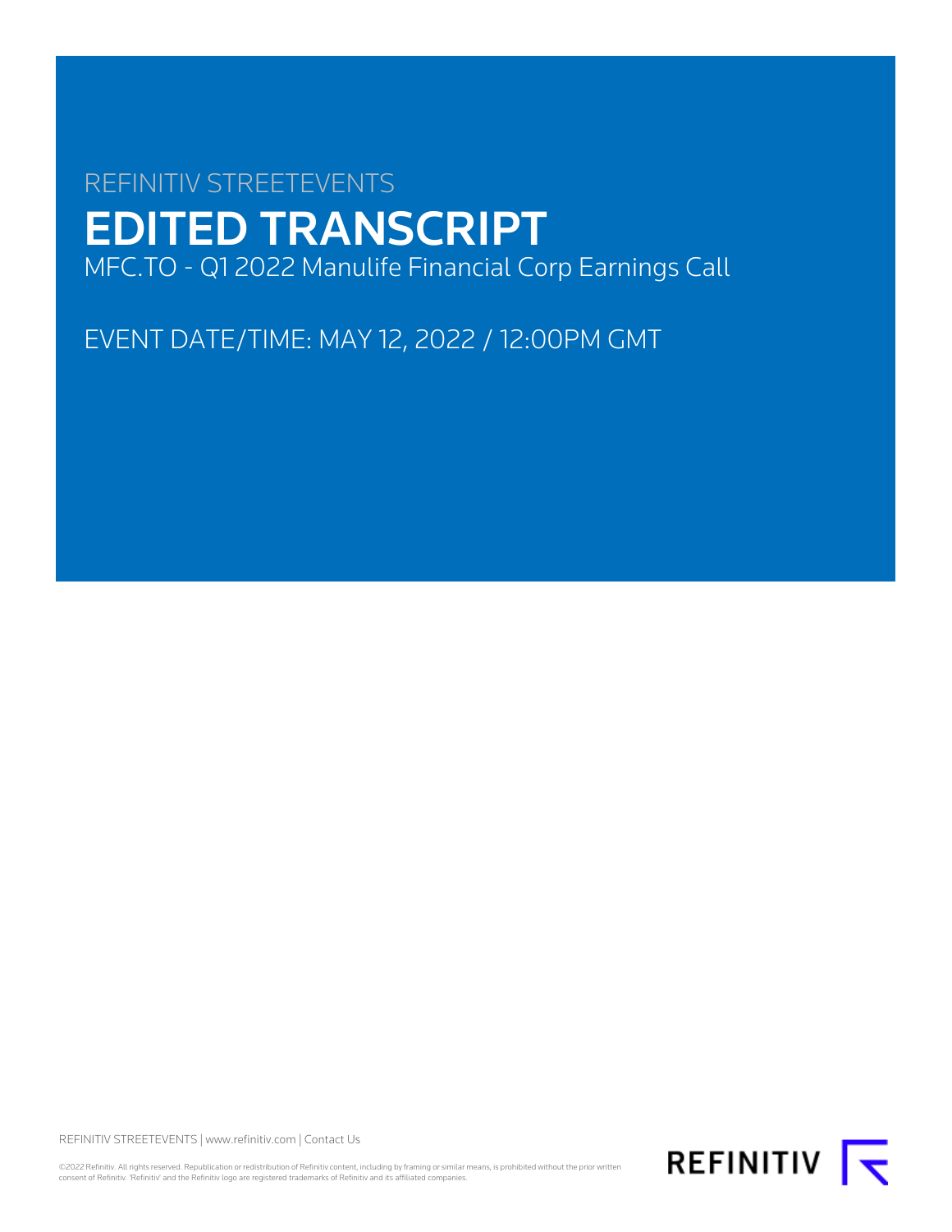REFINITIV STREETEVENTS

# EDITED TRANSCRIPT

MFC.TO - Q1 2022 Manulife Financial Corp Earnings Call

EVENT DATE/TIME: MAY 12, 2022 / 12:00PM GMT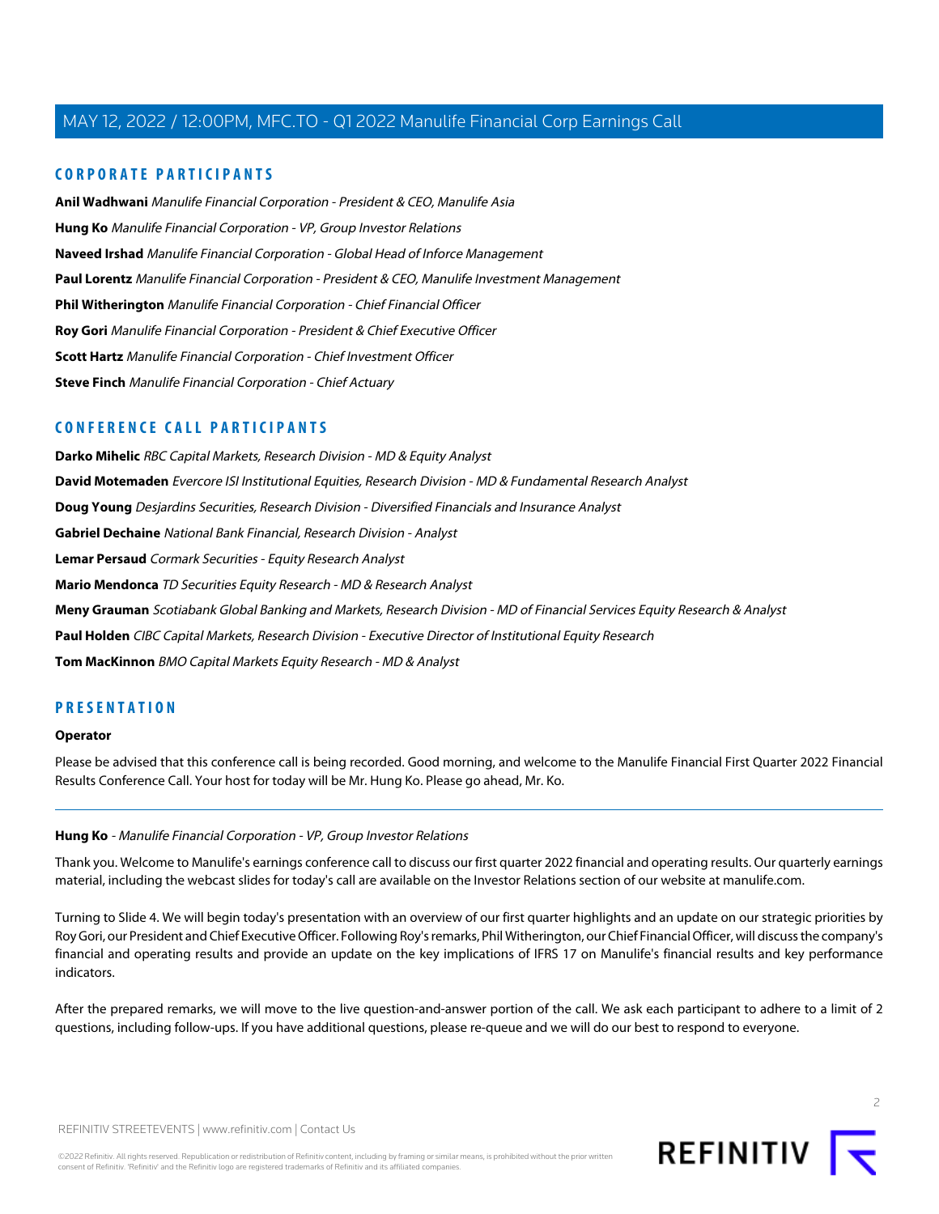## CORPORATE PARTICIPANTS

**Anil Wadhwani** *Manulife Financial Corporation - President & CEO, Manulife Asia*

**Hung Ko** *Manulife Financial Corporation - VP, Group Investor Relations*

**Naveed Irshad** *Manulife Financial Corporation - Global Head of Inforce Management*

**Paul Lorentz** *Manulife Financial Corporation - President & CEO, Manulife Investment Management*

**Phil Witherington** *Manulife Financial Corporation - Chief Financial Officer*

**Roy Gori** *Manulife Financial Corporation - President & Chief Executive Officer*

**Scott Hartz** *Manulife Financial Corporation - Chief Investment Officer*

**Steve Finch** *Manulife Financial Corporation - Chief Actuary*

## CONFERENCE CALL PARTICIPANTS

**Darko Mihelic** *RBC Capital Markets, Research Division - MD & Equity Analyst*

**David Motemaden** *Evercore ISI Institutional Equities, Research Division - MD & Fundamental Research Analyst*

**Doug Young** *Desjardins Securities, Research Division - Diversified Financials and Insurance Analyst*

**Gabriel Dechaine** *National Bank Financial, Research Division - Analyst*

**Lemar Persaud** *Cormark Securities - Equity Research Analyst*

**Mario Mendonca** *TD Securities Equity Research - MD & Research Analyst*

**Meny Grauman** *Scotiabank Global Banking and Markets, Research Division - MD of Financial Services Equity Research & Analyst*

**Paul Holden** *CIBC Capital Markets, Research Division - Executive Director of Institutional Equity Research*

**Tom MacKinnon** *BMO Capital Markets Equity Research - MD & Analyst*

## PRESENTATION

**Operator**

Please be advised that this conference call is being recorded. Good morning, and welcome to the Manulife Financial First Quarter 2022 Financial Results Conference Call. Your host for today will be Mr. Hung Ko. Please go ahead, Mr. Ko.

---

**Hung Ko** - *Manulife Financial Corporation - VP, Group Investor Relations*

Thank you. Welcome to Manulife's earnings conference call to discuss our first quarter 2022 financial and operating results. Our quarterly earnings material, including the webcast slides for today's call are available on the Investor Relations section of our website at manulife.com.

Turning to Slide 4. We will begin today's presentation with an overview of our first quarter highlights and an update on our strategic priorities by Roy Gori, our President and Chief Executive Officer. Following Roy's remarks, Phil Witherington, our Chief Financial Officer, will discuss the company's financial and operating results and provide an update on the key implications of IFRS 17 on Manulife's financial results and key performance indicators.

After the prepared remarks, we will move to the live question-and-answer portion of the call. We ask each participant to adhere to a limit of 2 questions, including follow-ups. If you have additional questions, please re-queue and we will do our best to respond to everyone.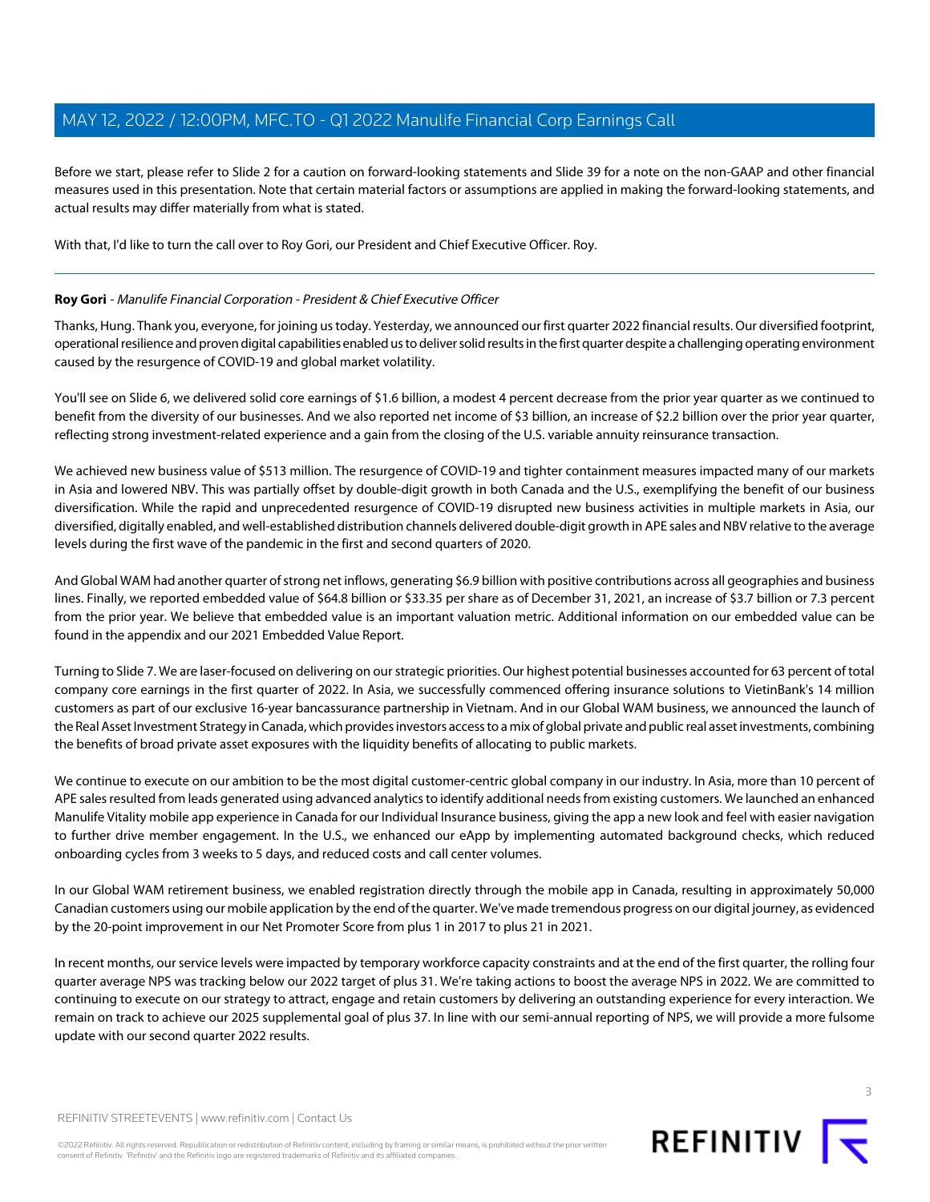Before we start, please refer to Slide 2 for a caution on forward-looking statements and Slide 39 for a note on the non-GAAP and other financial measures used in this presentation. Note that certain material factors or assumptions are applied in making the forward-looking statements, and actual results may differ materially from what is stated.

With that, I'd like to turn the call over to Roy Gori, our President and Chief Executive Officer. Roy.

---

**Roy Gori** - *Manulife Financial Corporation - President & Chief Executive Officer*

Thanks, Hung. Thank you, everyone, for joining us today. Yesterday, we announced our first quarter 2022 financial results. Our diversified footprint, operational resilience and proven digital capabilities enabled us to deliver solid results in the first quarter despite a challenging operating environment caused by the resurgence of COVID-19 and global market volatility.

You'll see on Slide 6, we delivered solid core earnings of $1.6 billion, a modest 4 percent decrease from the prior year quarter as we continued to benefit from the diversity of our businesses. And we also reported net income of $3 billion, an increase of $2.2 billion over the prior year quarter, reflecting strong investment-related experience and a gain from the closing of the U.S. variable annuity reinsurance transaction.

We achieved new business value of $513 million. The resurgence of COVID-19 and tighter containment measures impacted many of our markets in Asia and lowered NBV. This was partially offset by double-digit growth in both Canada and the U.S., exemplifying the benefit of our business diversification. While the rapid and unprecedented resurgence of COVID-19 disrupted new business activities in multiple markets in Asia, our diversified, digitally enabled, and well-established distribution channels delivered double-digit growth in APE sales and NBV relative to the average levels during the first wave of the pandemic in the first and second quarters of 2020.

And Global WAM had another quarter of strong net inflows, generating $6.9 billion with positive contributions across all geographies and business lines. Finally, we reported embedded value of $64.8 billion or $33.35 per share as of December 31, 2021, an increase of $3.7 billion or 7.3 percent from the prior year. We believe that embedded value is an important valuation metric. Additional information on our embedded value can be found in the appendix and our 2021 Embedded Value Report.

Turning to Slide 7. We are laser-focused on delivering on our strategic priorities. Our highest potential businesses accounted for 63 percent of total company core earnings in the first quarter of 2022. In Asia, we successfully commenced offering insurance solutions to VietinBank's 14 million customers as part of our exclusive 16-year bancassurance partnership in Vietnam. And in our Global WAM business, we announced the launch of the Real Asset Investment Strategy in Canada, which provides investors access to a mix of global private and public real asset investments, combining the benefits of broad private asset exposures with the liquidity benefits of allocating to public markets.

We continue to execute on our ambition to be the most digital customer-centric global company in our industry. In Asia, more than 10 percent of APE sales resulted from leads generated using advanced analytics to identify additional needs from existing customers. We launched an enhanced Manulife Vitality mobile app experience in Canada for our Individual Insurance business, giving the app a new look and feel with easier navigation to further drive member engagement. In the U.S., we enhanced our eApp by implementing automated background checks, which reduced onboarding cycles from 3 weeks to 5 days, and reduced costs and call center volumes.

In our Global WAM retirement business, we enabled registration directly through the mobile app in Canada, resulting in approximately 50,000 Canadian customers using our mobile application by the end of the quarter. We've made tremendous progress on our digital journey, as evidenced by the 20-point improvement in our Net Promoter Score from plus 1 in 2017 to plus 21 in 2021.

In recent months, our service levels were impacted by temporary workforce capacity constraints and at the end of the first quarter, the rolling four quarter average NPS was tracking below our 2022 target of plus 31. We're taking actions to boost the average NPS in 2022. We are committed to continuing to execute on our strategy to attract, engage and retain customers by delivering an outstanding experience for every interaction. We remain on track to achieve our 2025 supplemental goal of plus 37. In line with our semi-annual reporting of NPS, we will provide a more fulsome update with our second quarter 2022 results.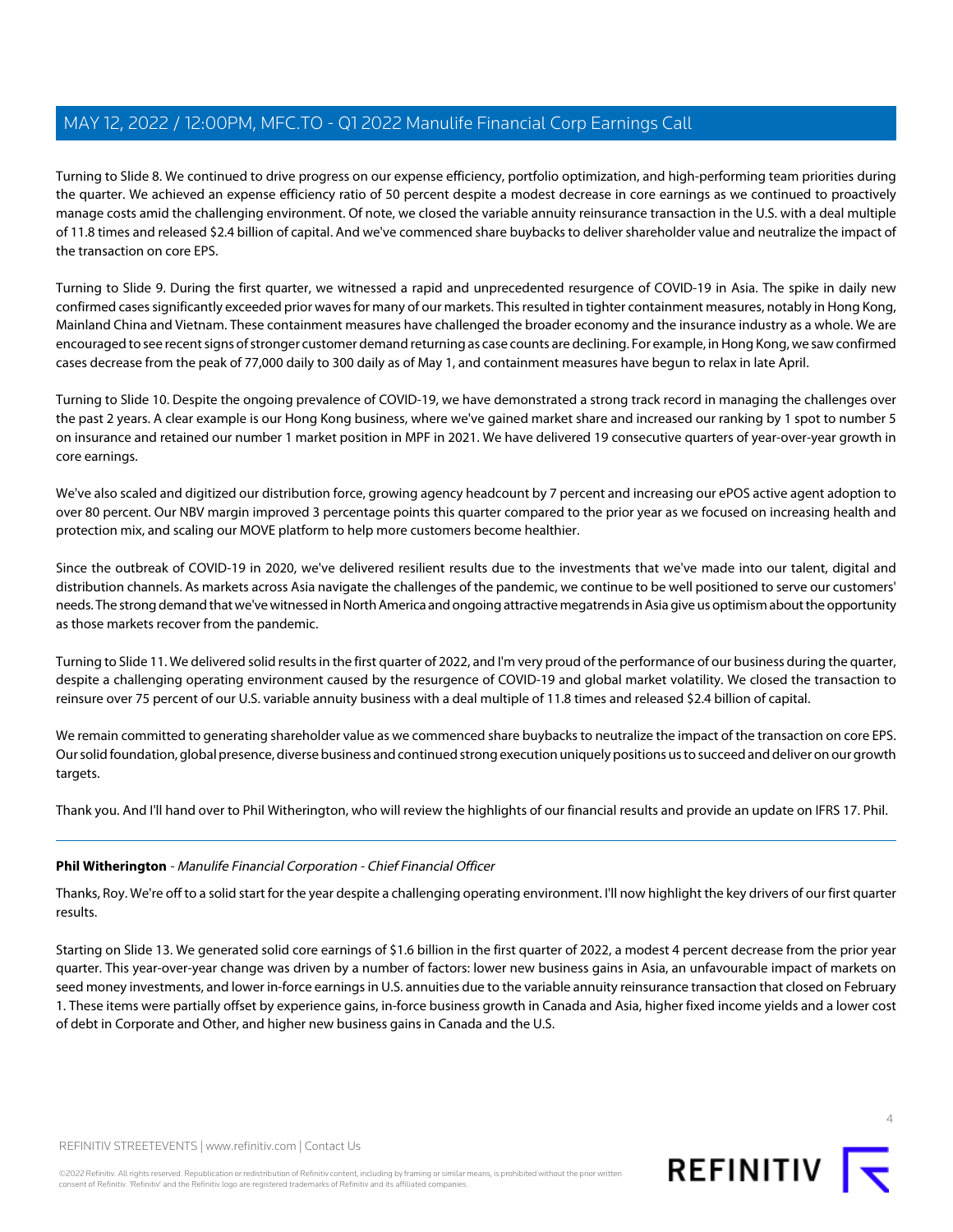Turning to Slide 8. We continued to drive progress on our expense efficiency, portfolio optimization, and high-performing team priorities during the quarter. We achieved an expense efficiency ratio of 50 percent despite a modest decrease in core earnings as we continued to proactively manage costs amid the challenging environment. Of note, we closed the variable annuity reinsurance transaction in the U.S. with a deal multiple of 11.8 times and released $2.4 billion of capital. And we've commenced share buybacks to deliver shareholder value and neutralize the impact of the transaction on core EPS.

Turning to Slide 9. During the first quarter, we witnessed a rapid and unprecedented resurgence of COVID-19 in Asia. The spike in daily new confirmed cases significantly exceeded prior waves for many of our markets. This resulted in tighter containment measures, notably in Hong Kong, Mainland China and Vietnam. These containment measures have challenged the broader economy and the insurance industry as a whole. We are encouraged to see recent signs of stronger customer demand returning as case counts are declining. For example, in Hong Kong, we saw confirmed cases decrease from the peak of 77,000 daily to 300 daily as of May 1, and containment measures have begun to relax in late April.

Turning to Slide 10. Despite the ongoing prevalence of COVID-19, we have demonstrated a strong track record in managing the challenges over the past 2 years. A clear example is our Hong Kong business, where we've gained market share and increased our ranking by 1 spot to number 5 on insurance and retained our number 1 market position in MPF in 2021. We have delivered 19 consecutive quarters of year-over-year growth in core earnings.

We've also scaled and digitized our distribution force, growing agency headcount by 7 percent and increasing our ePOS active agent adoption to over 80 percent. Our NBV margin improved 3 percentage points this quarter compared to the prior year as we focused on increasing health and protection mix, and scaling our MOVE platform to help more customers become healthier.

Since the outbreak of COVID-19 in 2020, we've delivered resilient results due to the investments that we've made into our talent, digital and distribution channels. As markets across Asia navigate the challenges of the pandemic, we continue to be well positioned to serve our customers' needs. The strong demand that we've witnessed in North America and ongoing attractive megatrends in Asia give us optimism about the opportunity as those markets recover from the pandemic.

Turning to Slide 11. We delivered solid results in the first quarter of 2022, and I'm very proud of the performance of our business during the quarter, despite a challenging operating environment caused by the resurgence of COVID-19 and global market volatility. We closed the transaction to reinsure over 75 percent of our U.S. variable annuity business with a deal multiple of 11.8 times and released $2.4 billion of capital.

We remain committed to generating shareholder value as we commenced share buybacks to neutralize the impact of the transaction on core EPS. Our solid foundation, global presence, diverse business and continued strong execution uniquely positions us to succeed and deliver on our growth targets.

Thank you. And I'll hand over to Phil Witherington, who will review the highlights of our financial results and provide an update on IFRS 17. Phil.

---

**Phil Witherington** - *Manulife Financial Corporation - Chief Financial Officer*

Thanks, Roy. We're off to a solid start for the year despite a challenging operating environment. I'll now highlight the key drivers of our first quarter results.

Starting on Slide 13. We generated solid core earnings of $1.6 billion in the first quarter of 2022, a modest 4 percent decrease from the prior year quarter. This year-over-year change was driven by a number of factors: lower new business gains in Asia, an unfavourable impact of markets on seed money investments, and lower in-force earnings in U.S. annuities due to the variable annuity reinsurance transaction that closed on February 1. These items were partially offset by experience gains, in-force business growth in Canada and Asia, higher fixed income yields and a lower cost of debt in Corporate and Other, and higher new business gains in Canada and the U.S.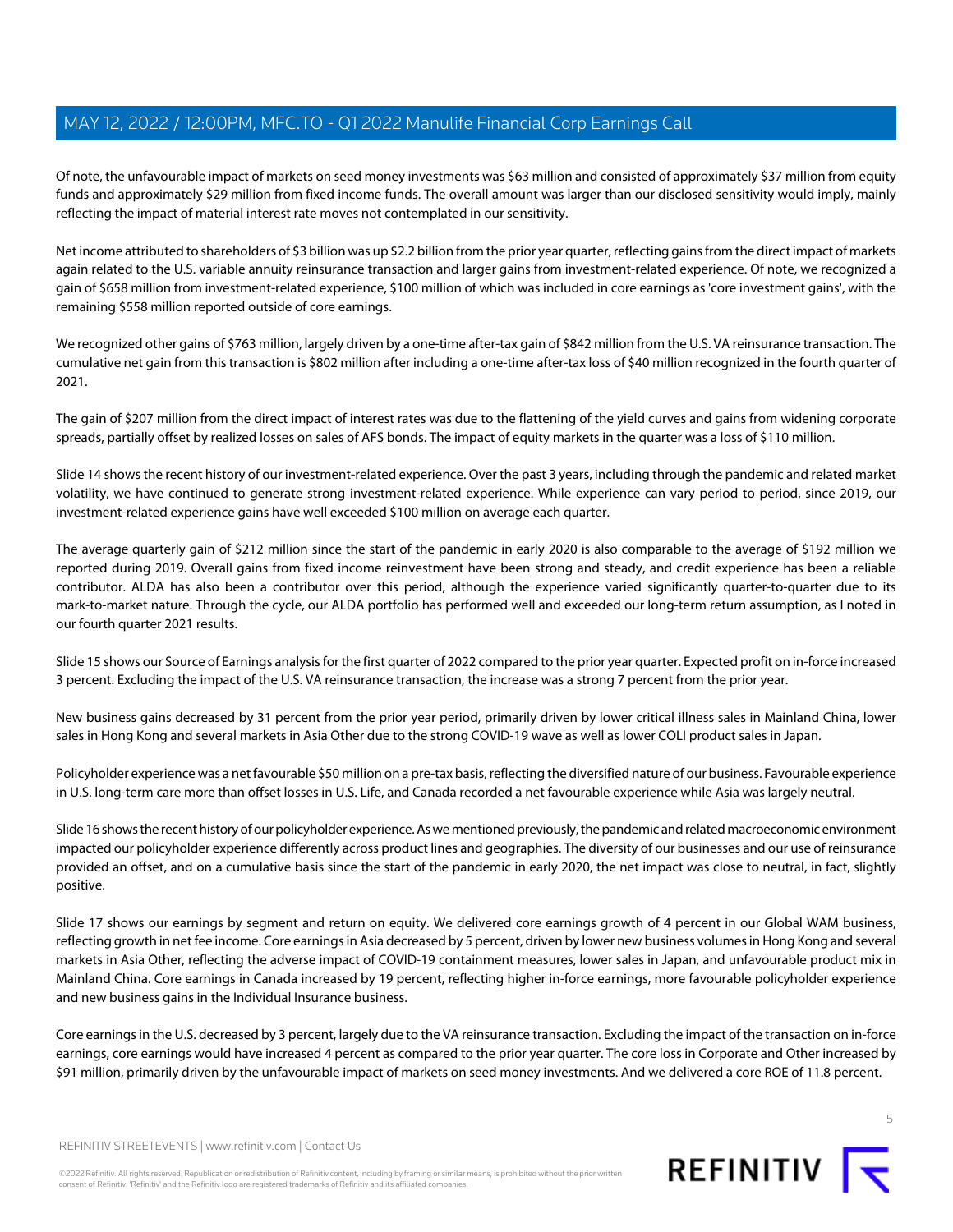Of note, the unfavourable impact of markets on seed money investments was $63 million and consisted of approximately $37 million from equity funds and approximately $29 million from fixed income funds. The overall amount was larger than our disclosed sensitivity would imply, mainly reflecting the impact of material interest rate moves not contemplated in our sensitivity.

Net income attributed to shareholders of $3 billion was up $2.2 billion from the prior year quarter, reflecting gains from the direct impact of markets again related to the U.S. variable annuity reinsurance transaction and larger gains from investment-related experience. Of note, we recognized a gain of $658 million from investment-related experience, $100 million of which was included in core earnings as 'core investment gains', with the remaining $558 million reported outside of core earnings.

We recognized other gains of $763 million, largely driven by a one-time after-tax gain of $842 million from the U.S. VA reinsurance transaction. The cumulative net gain from this transaction is $802 million after including a one-time after-tax loss of $40 million recognized in the fourth quarter of 2021.

The gain of $207 million from the direct impact of interest rates was due to the flattening of the yield curves and gains from widening corporate spreads, partially offset by realized losses on sales of AFS bonds. The impact of equity markets in the quarter was a loss of $110 million.

Slide 14 shows the recent history of our investment-related experience. Over the past 3 years, including through the pandemic and related market volatility, we have continued to generate strong investment-related experience. While experience can vary period to period, since 2019, our investment-related experience gains have well exceeded $100 million on average each quarter.

The average quarterly gain of $212 million since the start of the pandemic in early 2020 is also comparable to the average of $192 million we reported during 2019. Overall gains from fixed income reinvestment have been strong and steady, and credit experience has been a reliable contributor. ALDA has also been a contributor over this period, although the experience varied significantly quarter-to-quarter due to its mark-to-market nature. Through the cycle, our ALDA portfolio has performed well and exceeded our long-term return assumption, as I noted in our fourth quarter 2021 results.

Slide 15 shows our Source of Earnings analysis for the first quarter of 2022 compared to the prior year quarter. Expected profit on in-force increased 3 percent. Excluding the impact of the U.S. VA reinsurance transaction, the increase was a strong 7 percent from the prior year.

New business gains decreased by 31 percent from the prior year period, primarily driven by lower critical illness sales in Mainland China, lower sales in Hong Kong and several markets in Asia Other due to the strong COVID-19 wave as well as lower COLI product sales in Japan.

Policyholder experience was a net favourable $50 million on a pre-tax basis, reflecting the diversified nature of our business. Favourable experience in U.S. long-term care more than offset losses in U.S. Life, and Canada recorded a net favourable experience while Asia was largely neutral.

Slide 16 shows the recent history of our policyholder experience. As we mentioned previously, the pandemic and related macroeconomic environment impacted our policyholder experience differently across product lines and geographies. The diversity of our businesses and our use of reinsurance provided an offset, and on a cumulative basis since the start of the pandemic in early 2020, the net impact was close to neutral, in fact, slightly positive.

Slide 17 shows our earnings by segment and return on equity. We delivered core earnings growth of 4 percent in our Global WAM business, reflecting growth in net fee income. Core earnings in Asia decreased by 5 percent, driven by lower new business volumes in Hong Kong and several markets in Asia Other, reflecting the adverse impact of COVID-19 containment measures, lower sales in Japan, and unfavourable product mix in Mainland China. Core earnings in Canada increased by 19 percent, reflecting higher in-force earnings, more favourable policyholder experience and new business gains in the Individual Insurance business.

Core earnings in the U.S. decreased by 3 percent, largely due to the VA reinsurance transaction. Excluding the impact of the transaction on in-force earnings, core earnings would have increased 4 percent as compared to the prior year quarter. The core loss in Corporate and Other increased by $91 million, primarily driven by the unfavourable impact of markets on seed money investments. And we delivered a core ROE of 11.8 percent.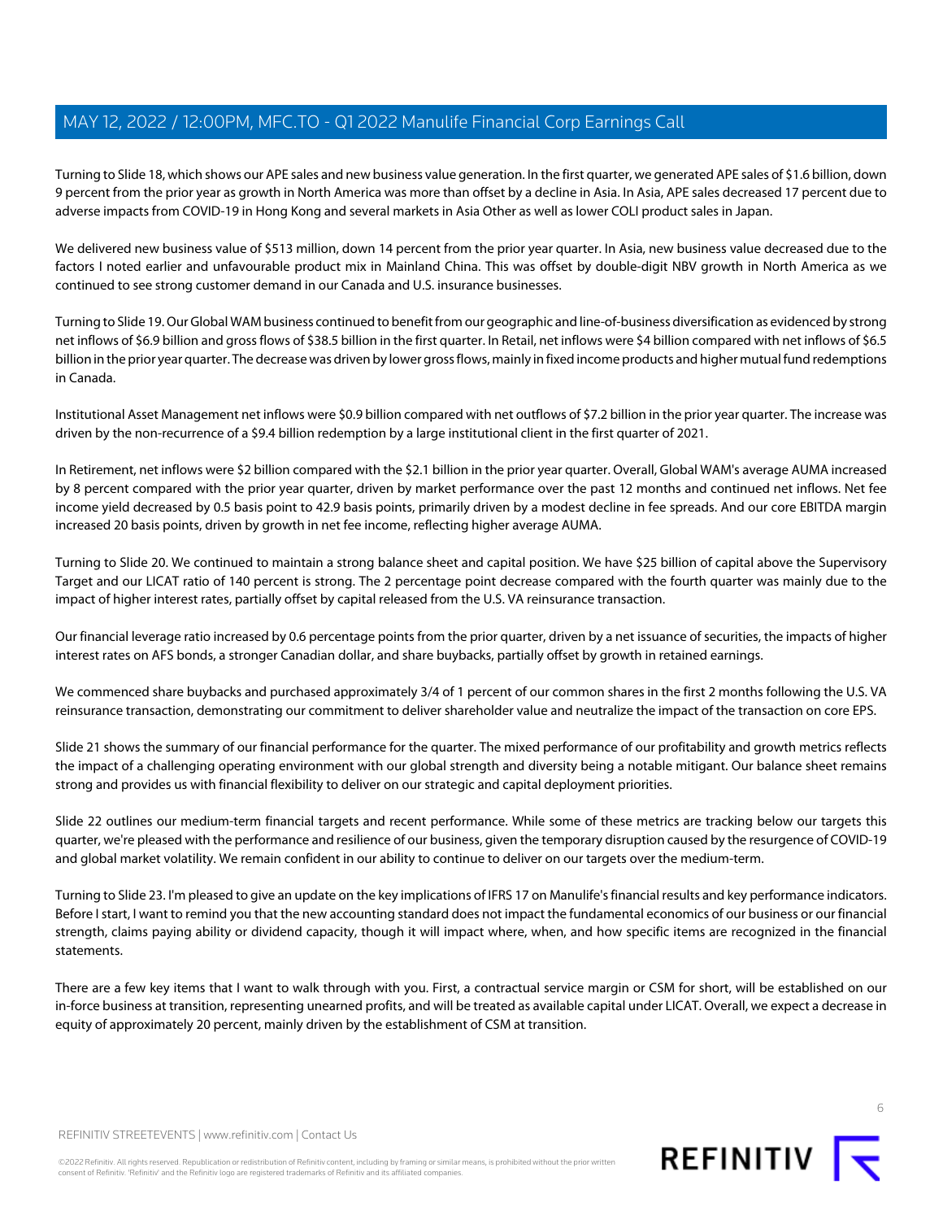Turning to Slide 18, which shows our APE sales and new business value generation. In the first quarter, we generated APE sales of $1.6 billion, down 9 percent from the prior year as growth in North America was more than offset by a decline in Asia. In Asia, APE sales decreased 17 percent due to adverse impacts from COVID-19 in Hong Kong and several markets in Asia Other as well as lower COLI product sales in Japan.

We delivered new business value of $513 million, down 14 percent from the prior year quarter. In Asia, new business value decreased due to the factors I noted earlier and unfavourable product mix in Mainland China. This was offset by double-digit NBV growth in North America as we continued to see strong customer demand in our Canada and U.S. insurance businesses.

Turning to Slide 19. Our Global WAM business continued to benefit from our geographic and line-of-business diversification as evidenced by strong net inflows of $6.9 billion and gross flows of $38.5 billion in the first quarter. In Retail, net inflows were $4 billion compared with net inflows of $6.5 billion in the prior year quarter. The decrease was driven by lower gross flows, mainly in fixed income products and higher mutual fund redemptions in Canada.

Institutional Asset Management net inflows were $0.9 billion compared with net outflows of $7.2 billion in the prior year quarter. The increase was driven by the non-recurrence of a $9.4 billion redemption by a large institutional client in the first quarter of 2021.

In Retirement, net inflows were $2 billion compared with the $2.1 billion in the prior year quarter. Overall, Global WAM's average AUMA increased by 8 percent compared with the prior year quarter, driven by market performance over the past 12 months and continued net inflows. Net fee income yield decreased by 0.5 basis point to 42.9 basis points, primarily driven by a modest decline in fee spreads. And our core EBITDA margin increased 20 basis points, driven by growth in net fee income, reflecting higher average AUMA.

Turning to Slide 20. We continued to maintain a strong balance sheet and capital position. We have $25 billion of capital above the Supervisory Target and our LICAT ratio of 140 percent is strong. The 2 percentage point decrease compared with the fourth quarter was mainly due to the impact of higher interest rates, partially offset by capital released from the U.S. VA reinsurance transaction.

Our financial leverage ratio increased by 0.6 percentage points from the prior quarter, driven by a net issuance of securities, the impacts of higher interest rates on AFS bonds, a stronger Canadian dollar, and share buybacks, partially offset by growth in retained earnings.

We commenced share buybacks and purchased approximately 3/4 of 1 percent of our common shares in the first 2 months following the U.S. VA reinsurance transaction, demonstrating our commitment to deliver shareholder value and neutralize the impact of the transaction on core EPS.

Slide 21 shows the summary of our financial performance for the quarter. The mixed performance of our profitability and growth metrics reflects the impact of a challenging operating environment with our global strength and diversity being a notable mitigant. Our balance sheet remains strong and provides us with financial flexibility to deliver on our strategic and capital deployment priorities.

Slide 22 outlines our medium-term financial targets and recent performance. While some of these metrics are tracking below our targets this quarter, we're pleased with the performance and resilience of our business, given the temporary disruption caused by the resurgence of COVID-19 and global market volatility. We remain confident in our ability to continue to deliver on our targets over the medium-term.

Turning to Slide 23. I'm pleased to give an update on the key implications of IFRS 17 on Manulife's financial results and key performance indicators. Before I start, I want to remind you that the new accounting standard does not impact the fundamental economics of our business or our financial strength, claims paying ability or dividend capacity, though it will impact where, when, and how specific items are recognized in the financial statements.

There are a few key items that I want to walk through with you. First, a contractual service margin or CSM for short, will be established on our in-force business at transition, representing unearned profits, and will be treated as available capital under LICAT. Overall, we expect a decrease in equity of approximately 20 percent, mainly driven by the establishment of CSM at transition.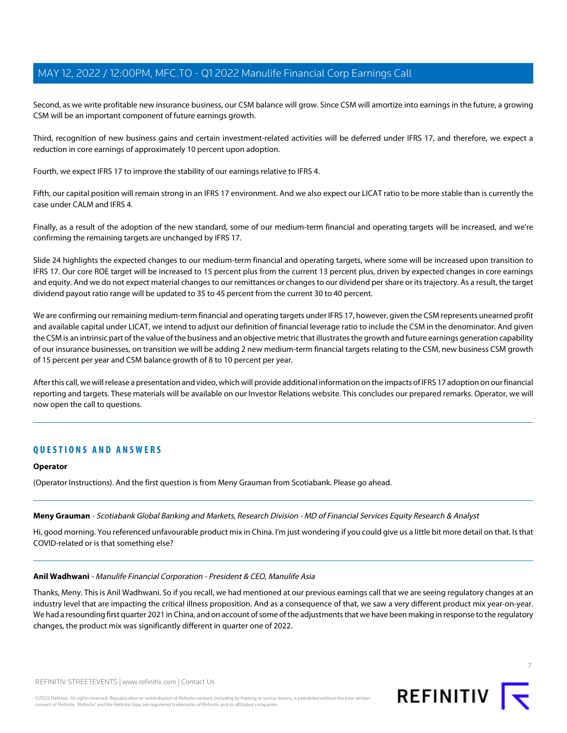Second, as we write profitable new insurance business, our CSM balance will grow. Since CSM will amortize into earnings in the future, a growing CSM will be an important component of future earnings growth.

Third, recognition of new business gains and certain investment-related activities will be deferred under IFRS 17, and therefore, we expect a reduction in core earnings of approximately 10 percent upon adoption.

Fourth, we expect IFRS 17 to improve the stability of our earnings relative to IFRS 4.

Fifth, our capital position will remain strong in an IFRS 17 environment. And we also expect our LICAT ratio to be more stable than is currently the case under CALM and IFRS 4.

Finally, as a result of the adoption of the new standard, some of our medium-term financial and operating targets will be increased, and we're confirming the remaining targets are unchanged by IFRS 17.

Slide 24 highlights the expected changes to our medium-term financial and operating targets, where some will be increased upon transition to IFRS 17. Our core ROE target will be increased to 15 percent plus from the current 13 percent plus, driven by expected changes in core earnings and equity. And we do not expect material changes to our remittances or changes to our dividend per share or its trajectory. As a result, the target dividend payout ratio range will be updated to 35 to 45 percent from the current 30 to 40 percent.

We are confirming our remaining medium-term financial and operating targets under IFRS 17, however, given the CSM represents unearned profit and available capital under LICAT, we intend to adjust our definition of financial leverage ratio to include the CSM in the denominator. And given the CSM is an intrinsic part of the value of the business and an objective metric that illustrates the growth and future earnings generation capability of our insurance businesses, on transition we will be adding 2 new medium-term financial targets relating to the CSM, new business CSM growth of 15 percent per year and CSM balance growth of 8 to 10 percent per year.

After this call, we will release a presentation and video, which will provide additional information on the impacts of IFRS 17 adoption on our financial reporting and targets. These materials will be available on our Investor Relations website. This concludes our prepared remarks. Operator, we will now open the call to questions.

## QUESTIONS AND ANSWERS

**Operator**

(Operator Instructions). And the first question is from Meny Grauman from Scotiabank. Please go ahead.

**Meny Grauman** - *Scotiabank Global Banking and Markets, Research Division - MD of Financial Services Equity Research & Analyst*

Hi, good morning. You referenced unfavourable product mix in China. I'm just wondering if you could give us a little bit more detail on that. Is that COVID-related or is that something else?

**Anil Wadhwani** - *Manulife Financial Corporation - President & CEO, Manulife Asia*

Thanks, Meny. This is Anil Wadhwani. So if you recall, we had mentioned at our previous earnings call that we are seeing regulatory changes at an industry level that are impacting the critical illness proposition. And as a consequence of that, we saw a very different product mix year-on-year. We had a resounding first quarter 2021 in China, and on account of some of the adjustments that we have been making in response to the regulatory changes, the product mix was significantly different in quarter one of 2022.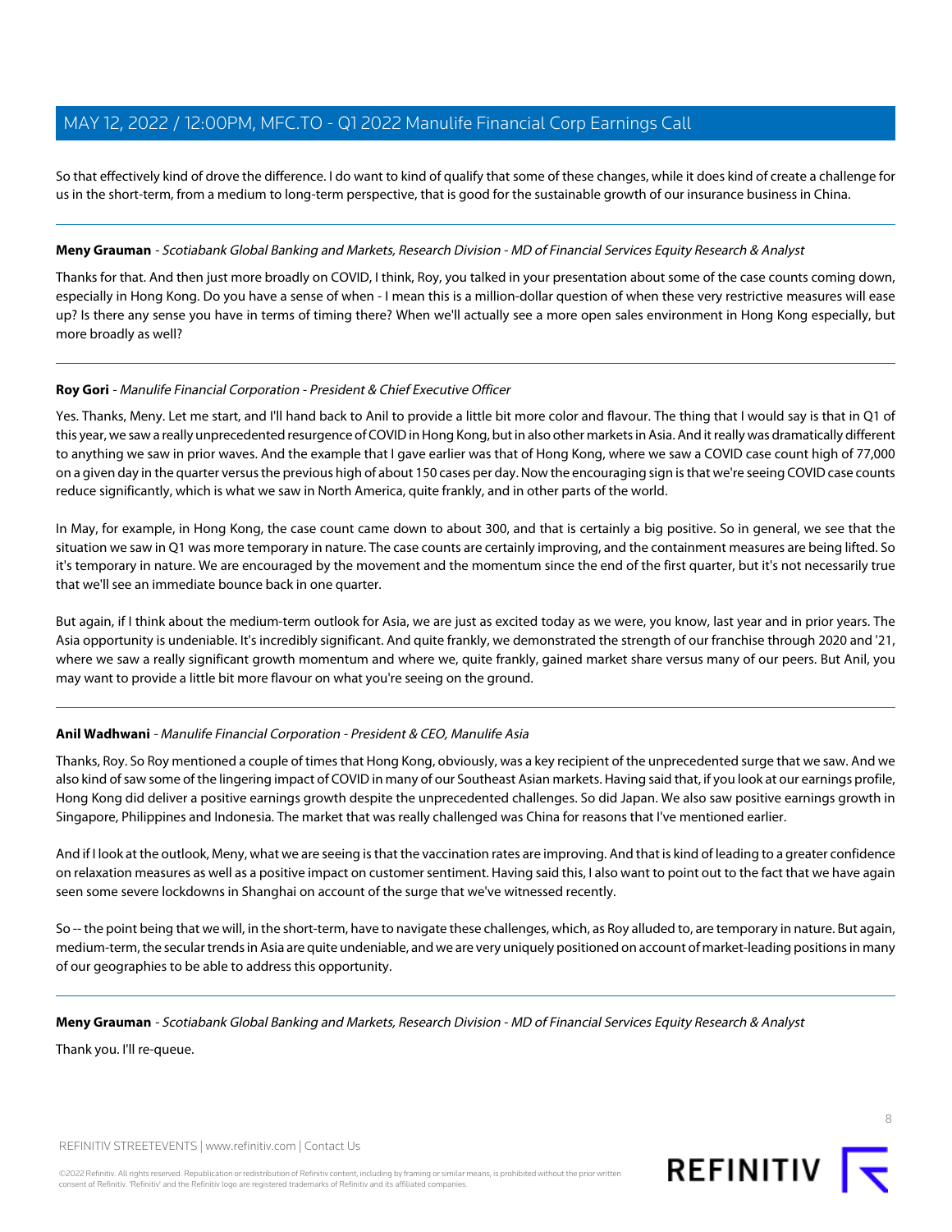So that effectively kind of drove the difference. I do want to kind of qualify that some of these changes, while it does kind of create a challenge for us in the short-term, from a medium to long-term perspective, that is good for the sustainable growth of our insurance business in China.

---

**Meny Grauman** - *Scotiabank Global Banking and Markets, Research Division - MD of Financial Services Equity Research & Analyst*

Thanks for that. And then just more broadly on COVID, I think, Roy, you talked in your presentation about some of the case counts coming down, especially in Hong Kong. Do you have a sense of when - I mean this is a million-dollar question of when these very restrictive measures will ease up? Is there any sense you have in terms of timing there? When we'll actually see a more open sales environment in Hong Kong especially, but more broadly as well?

---

**Roy Gori** - *Manulife Financial Corporation - President & Chief Executive Officer*

Yes. Thanks, Meny. Let me start, and I'll hand back to Anil to provide a little bit more color and flavour. The thing that I would say is that in Q1 of this year, we saw a really unprecedented resurgence of COVID in Hong Kong, but in also other markets in Asia. And it really was dramatically different to anything we saw in prior waves. And the example that I gave earlier was that of Hong Kong, where we saw a COVID case count high of 77,000 on a given day in the quarter versus the previous high of about 150 cases per day. Now the encouraging sign is that we're seeing COVID case counts reduce significantly, which is what we saw in North America, quite frankly, and in other parts of the world.

In May, for example, in Hong Kong, the case count came down to about 300, and that is certainly a big positive. So in general, we see that the situation we saw in Q1 was more temporary in nature. The case counts are certainly improving, and the containment measures are being lifted. So it's temporary in nature. We are encouraged by the movement and the momentum since the end of the first quarter, but it's not necessarily true that we'll see an immediate bounce back in one quarter.

But again, if I think about the medium-term outlook for Asia, we are just as excited today as we were, you know, last year and in prior years. The Asia opportunity is undeniable. It's incredibly significant. And quite frankly, we demonstrated the strength of our franchise through 2020 and '21, where we saw a really significant growth momentum and where we, quite frankly, gained market share versus many of our peers. But Anil, you may want to provide a little bit more flavour on what you're seeing on the ground.

---

**Anil Wadhwani** - *Manulife Financial Corporation - President & CEO, Manulife Asia*

Thanks, Roy. So Roy mentioned a couple of times that Hong Kong, obviously, was a key recipient of the unprecedented surge that we saw. And we also kind of saw some of the lingering impact of COVID in many of our Southeast Asian markets. Having said that, if you look at our earnings profile, Hong Kong did deliver a positive earnings growth despite the unprecedented challenges. So did Japan. We also saw positive earnings growth in Singapore, Philippines and Indonesia. The market that was really challenged was China for reasons that I've mentioned earlier.

And if I look at the outlook, Meny, what we are seeing is that the vaccination rates are improving. And that is kind of leading to a greater confidence on relaxation measures as well as a positive impact on customer sentiment. Having said this, I also want to point out to the fact that we have again seen some severe lockdowns in Shanghai on account of the surge that we've witnessed recently.

So -- the point being that we will, in the short-term, have to navigate these challenges, which, as Roy alluded to, are temporary in nature. But again, medium-term, the secular trends in Asia are quite undeniable, and we are very uniquely positioned on account of market-leading positions in many of our geographies to be able to address this opportunity.

---

**Meny Grauman** - *Scotiabank Global Banking and Markets, Research Division - MD of Financial Services Equity Research & Analyst*

Thank you. I'll re-queue.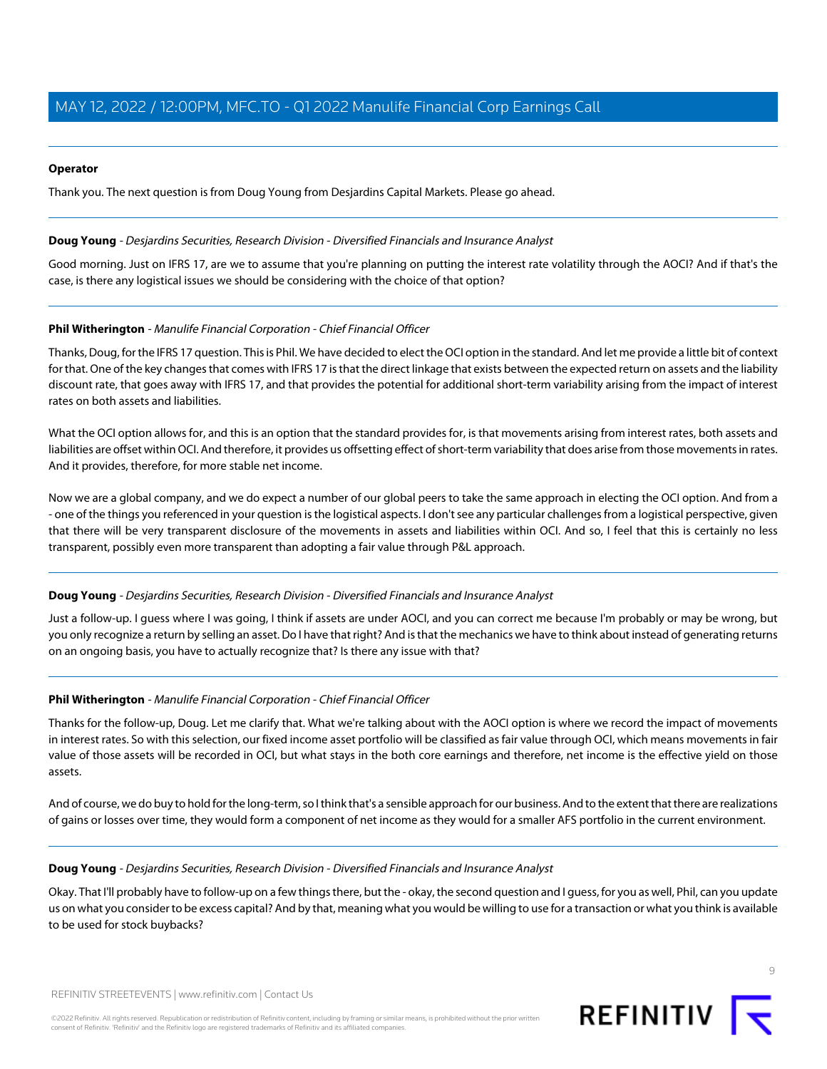**Operator**

Thank you. The next question is from Doug Young from Desjardins Capital Markets. Please go ahead.

---

**Doug Young** - *Desjardins Securities, Research Division - Diversified Financials and Insurance Analyst*

Good morning. Just on IFRS 17, are we to assume that you're planning on putting the interest rate volatility through the AOCI? And if that's the case, is there any logistical issues we should be considering with the choice of that option?

---

**Phil Witherington** - *Manulife Financial Corporation - Chief Financial Officer*

Thanks, Doug, for the IFRS 17 question. This is Phil. We have decided to elect the OCI option in the standard. And let me provide a little bit of context for that. One of the key changes that comes with IFRS 17 is that the direct linkage that exists between the expected return on assets and the liability discount rate, that goes away with IFRS 17, and that provides the potential for additional short-term variability arising from the impact of interest rates on both assets and liabilities.

What the OCI option allows for, and this is an option that the standard provides for, is that movements arising from interest rates, both assets and liabilities are offset within OCI. And therefore, it provides us offsetting effect of short-term variability that does arise from those movements in rates. And it provides, therefore, for more stable net income.

Now we are a global company, and we do expect a number of our global peers to take the same approach in electing the OCI option. And from a - one of the things you referenced in your question is the logistical aspects. I don't see any particular challenges from a logistical perspective, given that there will be very transparent disclosure of the movements in assets and liabilities within OCI. And so, I feel that this is certainly no less transparent, possibly even more transparent than adopting a fair value through P&L approach.

---

**Doug Young** - *Desjardins Securities, Research Division - Diversified Financials and Insurance Analyst*

Just a follow-up. I guess where I was going, I think if assets are under AOCI, and you can correct me because I'm probably or may be wrong, but you only recognize a return by selling an asset. Do I have that right? And is that the mechanics we have to think about instead of generating returns on an ongoing basis, you have to actually recognize that? Is there any issue with that?

---

**Phil Witherington** - *Manulife Financial Corporation - Chief Financial Officer*

Thanks for the follow-up, Doug. Let me clarify that. What we're talking about with the AOCI option is where we record the impact of movements in interest rates. So with this selection, our fixed income asset portfolio will be classified as fair value through OCI, which means movements in fair value of those assets will be recorded in OCI, but what stays in the both core earnings and therefore, net income is the effective yield on those assets.

And of course, we do buy to hold for the long-term, so I think that's a sensible approach for our business. And to the extent that there are realizations of gains or losses over time, they would form a component of net income as they would for a smaller AFS portfolio in the current environment.

---

**Doug Young** - *Desjardins Securities, Research Division - Diversified Financials and Insurance Analyst*

Okay. That I'll probably have to follow-up on a few things there, but the - okay, the second question and I guess, for you as well, Phil, can you update us on what you consider to be excess capital? And by that, meaning what you would be willing to use for a transaction or what you think is available to be used for stock buybacks?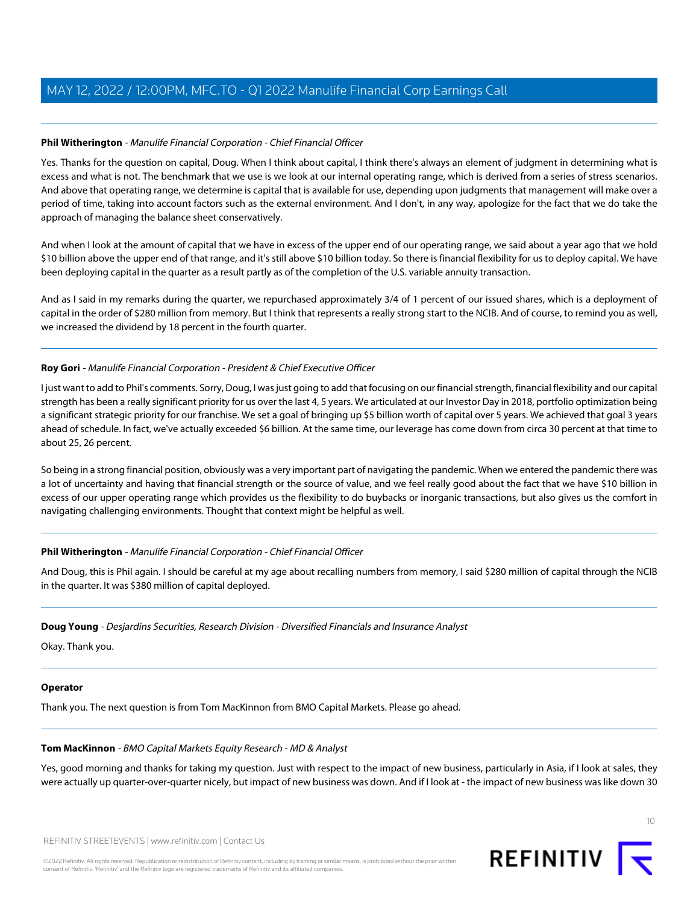**Phil Witherington** - *Manulife Financial Corporation - Chief Financial Officer*

Yes. Thanks for the question on capital, Doug. When I think about capital, I think there's always an element of judgment in determining what is excess and what is not. The benchmark that we use is we look at our internal operating range, which is derived from a series of stress scenarios. And above that operating range, we determine is capital that is available for use, depending upon judgments that management will make over a period of time, taking into account factors such as the external environment. And I don't, in any way, apologize for the fact that we do take the approach of managing the balance sheet conservatively.

And when I look at the amount of capital that we have in excess of the upper end of our operating range, we said about a year ago that we hold $10 billion above the upper end of that range, and it's still above $10 billion today. So there is financial flexibility for us to deploy capital. We have been deploying capital in the quarter as a result partly as of the completion of the U.S. variable annuity transaction.

And as I said in my remarks during the quarter, we repurchased approximately 3/4 of 1 percent of our issued shares, which is a deployment of capital in the order of $280 million from memory. But I think that represents a really strong start to the NCIB. And of course, to remind you as well, we increased the dividend by 18 percent in the fourth quarter.

---

**Roy Gori** - *Manulife Financial Corporation - President & Chief Executive Officer*

I just want to add to Phil's comments. Sorry, Doug, I was just going to add that focusing on our financial strength, financial flexibility and our capital strength has been a really significant priority for us over the last 4, 5 years. We articulated at our Investor Day in 2018, portfolio optimization being a significant strategic priority for our franchise. We set a goal of bringing up $5 billion worth of capital over 5 years. We achieved that goal 3 years ahead of schedule. In fact, we've actually exceeded $6 billion. At the same time, our leverage has come down from circa 30 percent at that time to about 25, 26 percent.

So being in a strong financial position, obviously was a very important part of navigating the pandemic. When we entered the pandemic there was a lot of uncertainty and having that financial strength or the source of value, and we feel really good about the fact that we have $10 billion in excess of our upper operating range which provides us the flexibility to do buybacks or inorganic transactions, but also gives us the comfort in navigating challenging environments. Thought that context might be helpful as well.

---

**Phil Witherington** - *Manulife Financial Corporation - Chief Financial Officer*

And Doug, this is Phil again. I should be careful at my age about recalling numbers from memory, I said $280 million of capital through the NCIB in the quarter. It was $380 million of capital deployed.

---

**Doug Young** - *Desjardins Securities, Research Division - Diversified Financials and Insurance Analyst*

Okay. Thank you.

---

**Operator**

Thank you. The next question is from Tom MacKinnon from BMO Capital Markets. Please go ahead.

---

**Tom MacKinnon** - *BMO Capital Markets Equity Research - MD & Analyst*

Yes, good morning and thanks for taking my question. Just with respect to the impact of new business, particularly in Asia, if I look at sales, they were actually up quarter-over-quarter nicely, but impact of new business was down. And if I look at - the impact of new business was like down 30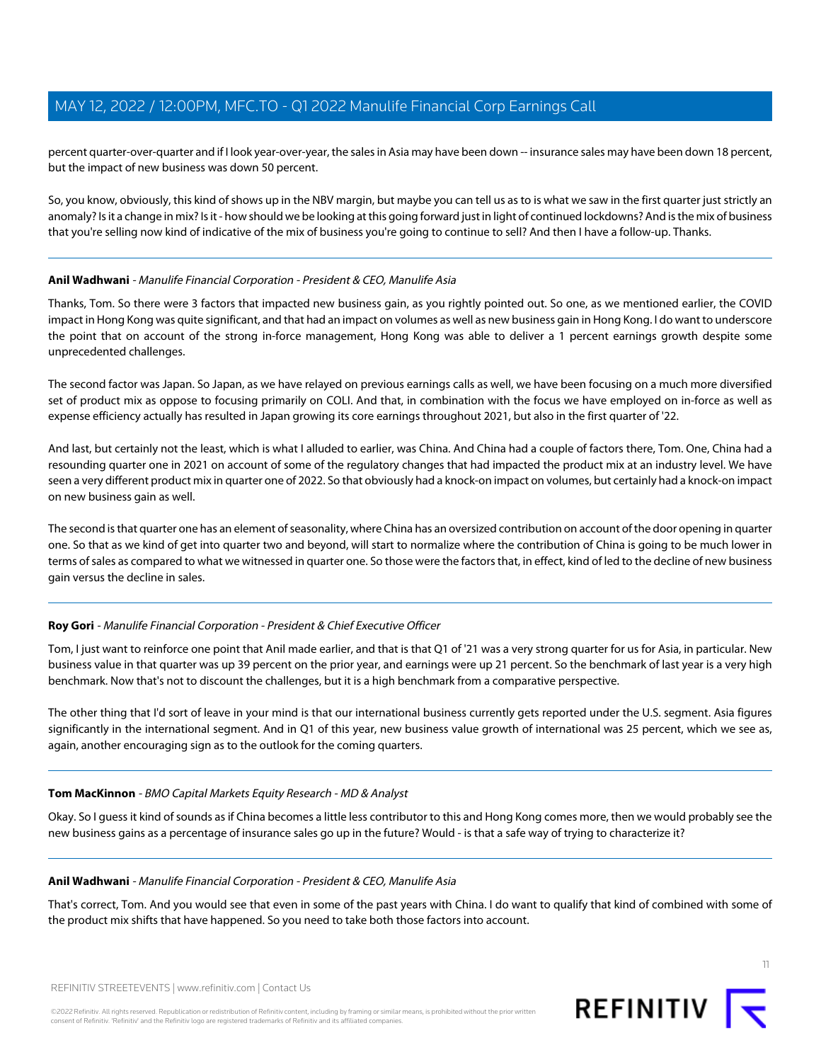percent quarter-over-quarter and if I look year-over-year, the sales in Asia may have been down -- insurance sales may have been down 18 percent, but the impact of new business was down 50 percent.

So, you know, obviously, this kind of shows up in the NBV margin, but maybe you can tell us as to is what we saw in the first quarter just strictly an anomaly? Is it a change in mix? Is it - how should we be looking at this going forward just in light of continued lockdowns? And is the mix of business that you're selling now kind of indicative of the mix of business you're going to continue to sell? And then I have a follow-up. Thanks.

---

**Anil Wadhwani** - *Manulife Financial Corporation - President & CEO, Manulife Asia*

Thanks, Tom. So there were 3 factors that impacted new business gain, as you rightly pointed out. So one, as we mentioned earlier, the COVID impact in Hong Kong was quite significant, and that had an impact on volumes as well as new business gain in Hong Kong. I do want to underscore the point that on account of the strong in-force management, Hong Kong was able to deliver a 1 percent earnings growth despite some unprecedented challenges.

The second factor was Japan. So Japan, as we have relayed on previous earnings calls as well, we have been focusing on a much more diversified set of product mix as oppose to focusing primarily on COLI. And that, in combination with the focus we have employed on in-force as well as expense efficiency actually has resulted in Japan growing its core earnings throughout 2021, but also in the first quarter of '22.

And last, but certainly not the least, which is what I alluded to earlier, was China. And China had a couple of factors there, Tom. One, China had a resounding quarter one in 2021 on account of some of the regulatory changes that had impacted the product mix at an industry level. We have seen a very different product mix in quarter one of 2022. So that obviously had a knock-on impact on volumes, but certainly had a knock-on impact on new business gain as well.

The second is that quarter one has an element of seasonality, where China has an oversized contribution on account of the door opening in quarter one. So that as we kind of get into quarter two and beyond, will start to normalize where the contribution of China is going to be much lower in terms of sales as compared to what we witnessed in quarter one. So those were the factors that, in effect, kind of led to the decline of new business gain versus the decline in sales.

---

**Roy Gori** - *Manulife Financial Corporation - President & Chief Executive Officer*

Tom, I just want to reinforce one point that Anil made earlier, and that is that Q1 of '21 was a very strong quarter for us for Asia, in particular. New business value in that quarter was up 39 percent on the prior year, and earnings were up 21 percent. So the benchmark of last year is a very high benchmark. Now that's not to discount the challenges, but it is a high benchmark from a comparative perspective.

The other thing that I'd sort of leave in your mind is that our international business currently gets reported under the U.S. segment. Asia figures significantly in the international segment. And in Q1 of this year, new business value growth of international was 25 percent, which we see as, again, another encouraging sign as to the outlook for the coming quarters.

---

**Tom MacKinnon** - *BMO Capital Markets Equity Research - MD & Analyst*

Okay. So I guess it kind of sounds as if China becomes a little less contributor to this and Hong Kong comes more, then we would probably see the new business gains as a percentage of insurance sales go up in the future? Would - is that a safe way of trying to characterize it?

---

**Anil Wadhwani** - *Manulife Financial Corporation - President & CEO, Manulife Asia*

That's correct, Tom. And you would see that even in some of the past years with China. I do want to qualify that kind of combined with some of the product mix shifts that have happened. So you need to take both those factors into account.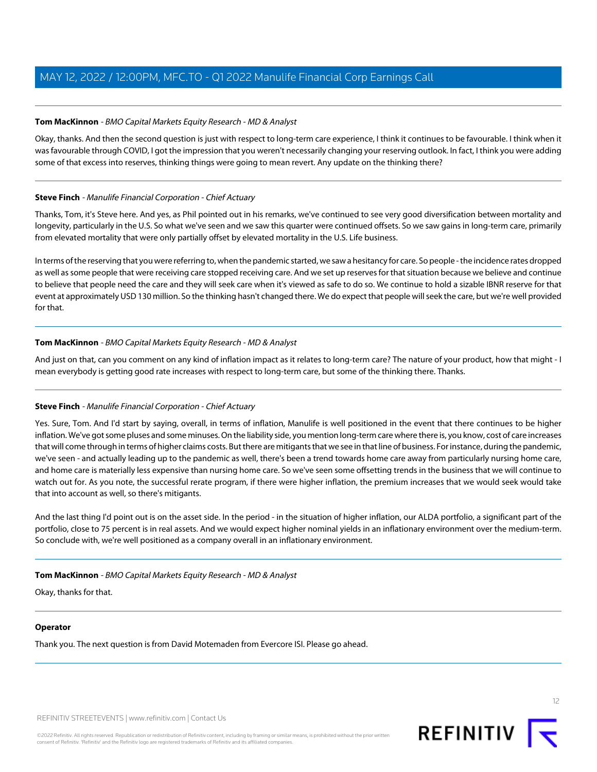**Tom MacKinnon** - *BMO Capital Markets Equity Research - MD & Analyst*

Okay, thanks. And then the second question is just with respect to long-term care experience, I think it continues to be favourable. I think when it was favourable through COVID, I got the impression that you weren't necessarily changing your reserving outlook. In fact, I think you were adding some of that excess into reserves, thinking things were going to mean revert. Any update on the thinking there?

**Steve Finch** - *Manulife Financial Corporation - Chief Actuary*

Thanks, Tom, it's Steve here. And yes, as Phil pointed out in his remarks, we've continued to see very good diversification between mortality and longevity, particularly in the U.S. So what we've seen and we saw this quarter were continued offsets. So we saw gains in long-term care, primarily from elevated mortality that were only partially offset by elevated mortality in the U.S. Life business.

In terms of the reserving that you were referring to, when the pandemic started, we saw a hesitancy for care. So people - the incidence rates dropped as well as some people that were receiving care stopped receiving care. And we set up reserves for that situation because we believe and continue to believe that people need the care and they will seek care when it's viewed as safe to do so. We continue to hold a sizable IBNR reserve for that event at approximately USD 130 million. So the thinking hasn't changed there. We do expect that people will seek the care, but we're well provided for that.

**Tom MacKinnon** - *BMO Capital Markets Equity Research - MD & Analyst*

And just on that, can you comment on any kind of inflation impact as it relates to long-term care? The nature of your product, how that might - I mean everybody is getting good rate increases with respect to long-term care, but some of the thinking there. Thanks.

**Steve Finch** - *Manulife Financial Corporation - Chief Actuary*

Yes. Sure, Tom. And I'd start by saying, overall, in terms of inflation, Manulife is well positioned in the event that there continues to be higher inflation. We've got some pluses and some minuses. On the liability side, you mention long-term care where there is, you know, cost of care increases that will come through in terms of higher claims costs. But there are mitigants that we see in that line of business. For instance, during the pandemic, we've seen - and actually leading up to the pandemic as well, there's been a trend towards home care away from particularly nursing home care, and home care is materially less expensive than nursing home care. So we've seen some offsetting trends in the business that we will continue to watch out for. As you note, the successful rerate program, if there were higher inflation, the premium increases that we would seek would take that into account as well, so there's mitigants.

And the last thing I'd point out is on the asset side. In the period - in the situation of higher inflation, our ALDA portfolio, a significant part of the portfolio, close to 75 percent is in real assets. And we would expect higher nominal yields in an inflationary environment over the medium-term. So conclude with, we're well positioned as a company overall in an inflationary environment.

**Tom MacKinnon** - *BMO Capital Markets Equity Research - MD & Analyst*

Okay, thanks for that.

**Operator**

Thank you. The next question is from David Motemaden from Evercore ISI. Please go ahead.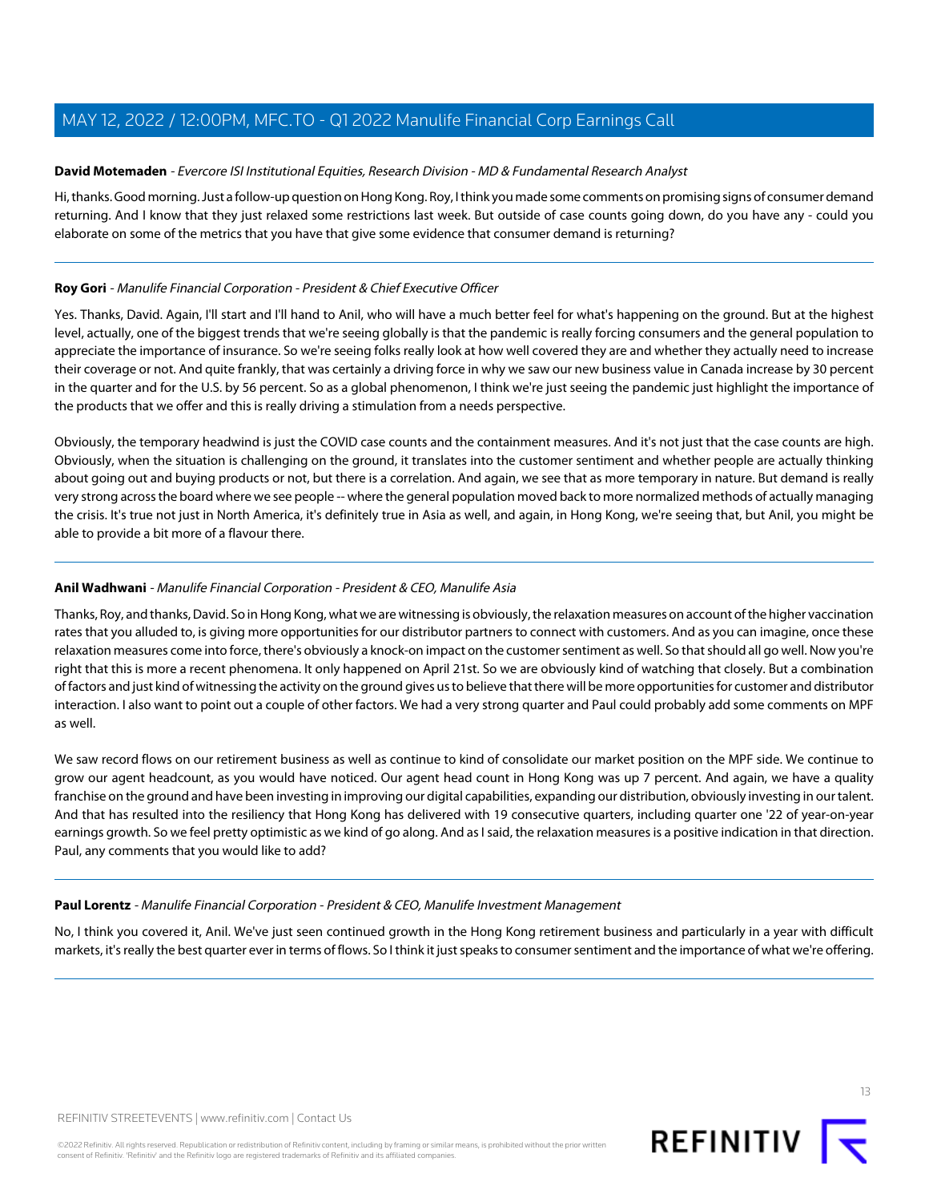**David Motemaden** - *Evercore ISI Institutional Equities, Research Division - MD & Fundamental Research Analyst*

Hi, thanks. Good morning. Just a follow-up question on Hong Kong. Roy, I think you made some comments on promising signs of consumer demand returning. And I know that they just relaxed some restrictions last week. But outside of case counts going down, do you have any - could you elaborate on some of the metrics that you have that give some evidence that consumer demand is returning?

---

**Roy Gori** - *Manulife Financial Corporation - President & Chief Executive Officer*

Yes. Thanks, David. Again, I'll start and I'll hand to Anil, who will have a much better feel for what's happening on the ground. But at the highest level, actually, one of the biggest trends that we're seeing globally is that the pandemic is really forcing consumers and the general population to appreciate the importance of insurance. So we're seeing folks really look at how well covered they are and whether they actually need to increase their coverage or not. And quite frankly, that was certainly a driving force in why we saw our new business value in Canada increase by 30 percent in the quarter and for the U.S. by 56 percent. So as a global phenomenon, I think we're just seeing the pandemic just highlight the importance of the products that we offer and this is really driving a stimulation from a needs perspective.

Obviously, the temporary headwind is just the COVID case counts and the containment measures. And it's not just that the case counts are high. Obviously, when the situation is challenging on the ground, it translates into the customer sentiment and whether people are actually thinking about going out and buying products or not, but there is a correlation. And again, we see that as more temporary in nature. But demand is really very strong across the board where we see people -- where the general population moved back to more normalized methods of actually managing the crisis. It's true not just in North America, it's definitely true in Asia as well, and again, in Hong Kong, we're seeing that, but Anil, you might be able to provide a bit more of a flavour there.

---

**Anil Wadhwani** - *Manulife Financial Corporation - President & CEO, Manulife Asia*

Thanks, Roy, and thanks, David. So in Hong Kong, what we are witnessing is obviously, the relaxation measures on account of the higher vaccination rates that you alluded to, is giving more opportunities for our distributor partners to connect with customers. And as you can imagine, once these relaxation measures come into force, there's obviously a knock-on impact on the customer sentiment as well. So that should all go well. Now you're right that this is more a recent phenomena. It only happened on April 21st. So we are obviously kind of watching that closely. But a combination of factors and just kind of witnessing the activity on the ground gives us to believe that there will be more opportunities for customer and distributor interaction. I also want to point out a couple of other factors. We had a very strong quarter and Paul could probably add some comments on MPF as well.

We saw record flows on our retirement business as well as continue to kind of consolidate our market position on the MPF side. We continue to grow our agent headcount, as you would have noticed. Our agent head count in Hong Kong was up 7 percent. And again, we have a quality franchise on the ground and have been investing in improving our digital capabilities, expanding our distribution, obviously investing in our talent. And that has resulted into the resiliency that Hong Kong has delivered with 19 consecutive quarters, including quarter one '22 of year-on-year earnings growth. So we feel pretty optimistic as we kind of go along. And as I said, the relaxation measures is a positive indication in that direction. Paul, any comments that you would like to add?

---

**Paul Lorentz** - *Manulife Financial Corporation - President & CEO, Manulife Investment Management*

No, I think you covered it, Anil. We've just seen continued growth in the Hong Kong retirement business and particularly in a year with difficult markets, it's really the best quarter ever in terms of flows. So I think it just speaks to consumer sentiment and the importance of what we're offering.

---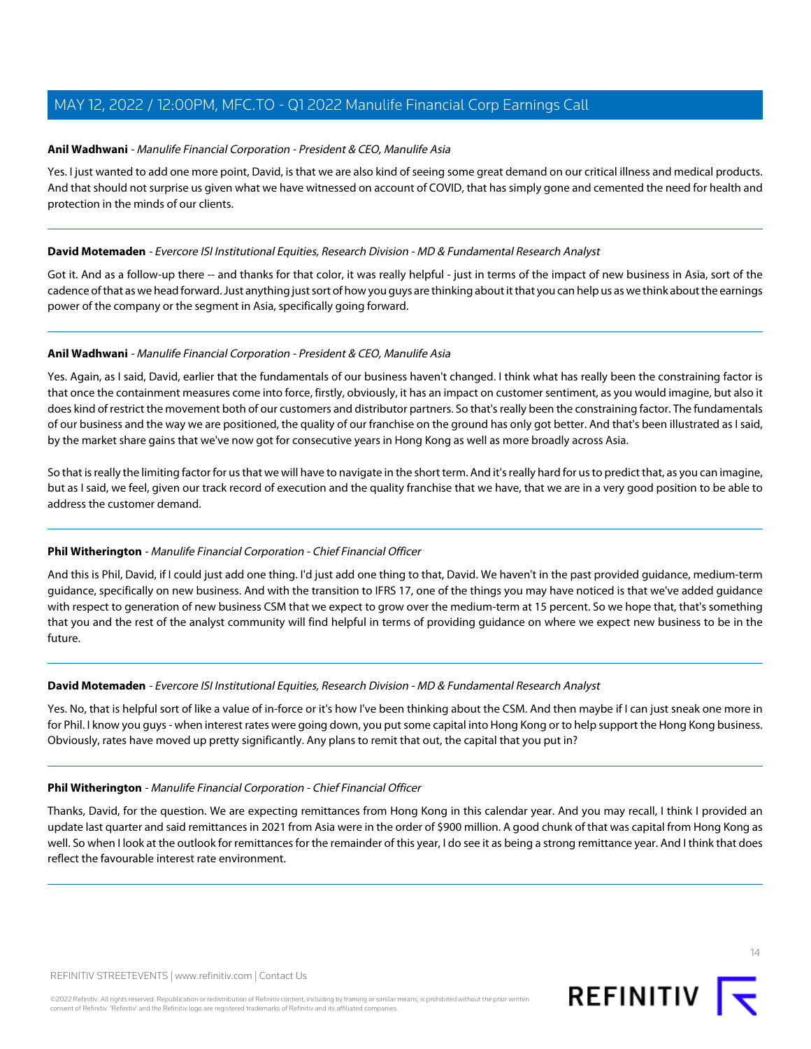**Anil Wadhwani** - *Manulife Financial Corporation - President & CEO, Manulife Asia*

Yes. I just wanted to add one more point, David, is that we are also kind of seeing some great demand on our critical illness and medical products. And that should not surprise us given what we have witnessed on account of COVID, that has simply gone and cemented the need for health and protection in the minds of our clients.

---

**David Motemaden** - *Evercore ISI Institutional Equities, Research Division - MD & Fundamental Research Analyst*

Got it. And as a follow-up there -- and thanks for that color, it was really helpful - just in terms of the impact of new business in Asia, sort of the cadence of that as we head forward. Just anything just sort of how you guys are thinking about it that you can help us as we think about the earnings power of the company or the segment in Asia, specifically going forward.

---

**Anil Wadhwani** - *Manulife Financial Corporation - President & CEO, Manulife Asia*

Yes. Again, as I said, David, earlier that the fundamentals of our business haven't changed. I think what has really been the constraining factor is that once the containment measures come into force, firstly, obviously, it has an impact on customer sentiment, as you would imagine, but also it does kind of restrict the movement both of our customers and distributor partners. So that's really been the constraining factor. The fundamentals of our business and the way we are positioned, the quality of our franchise on the ground has only got better. And that's been illustrated as I said, by the market share gains that we've now got for consecutive years in Hong Kong as well as more broadly across Asia.

So that is really the limiting factor for us that we will have to navigate in the short term. And it's really hard for us to predict that, as you can imagine, but as I said, we feel, given our track record of execution and the quality franchise that we have, that we are in a very good position to be able to address the customer demand.

---

**Phil Witherington** - *Manulife Financial Corporation - Chief Financial Officer*

And this is Phil, David, if I could just add one thing. I'd just add one thing to that, David. We haven't in the past provided guidance, medium-term guidance, specifically on new business. And with the transition to IFRS 17, one of the things you may have noticed is that we've added guidance with respect to generation of new business CSM that we expect to grow over the medium-term at 15 percent. So we hope that, that's something that you and the rest of the analyst community will find helpful in terms of providing guidance on where we expect new business to be in the future.

---

**David Motemaden** - *Evercore ISI Institutional Equities, Research Division - MD & Fundamental Research Analyst*

Yes. No, that is helpful sort of like a value of in-force or it's how I've been thinking about the CSM. And then maybe if I can just sneak one more in for Phil. I know you guys - when interest rates were going down, you put some capital into Hong Kong or to help support the Hong Kong business. Obviously, rates have moved up pretty significantly. Any plans to remit that out, the capital that you put in?

---

**Phil Witherington** - *Manulife Financial Corporation - Chief Financial Officer*

Thanks, David, for the question. We are expecting remittances from Hong Kong in this calendar year. And you may recall, I think I provided an update last quarter and said remittances in 2021 from Asia were in the order of $900 million. A good chunk of that was capital from Hong Kong as well. So when I look at the outlook for remittances for the remainder of this year, I do see it as being a strong remittance year. And I think that does reflect the favourable interest rate environment.

---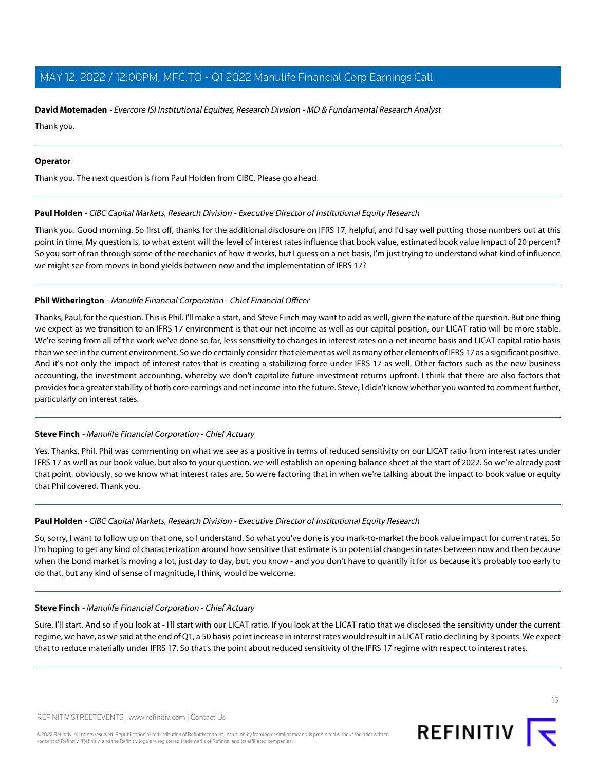**David Motemaden** - *Evercore ISI Institutional Equities, Research Division - MD & Fundamental Research Analyst*

Thank you.

---

**Operator**

Thank you. The next question is from Paul Holden from CIBC. Please go ahead.

---

**Paul Holden** - *CIBC Capital Markets, Research Division - Executive Director of Institutional Equity Research*

Thank you. Good morning. So first off, thanks for the additional disclosure on IFRS 17, helpful, and I'd say well putting those numbers out at this point in time. My question is, to what extent will the level of interest rates influence that book value, estimated book value impact of 20 percent? So you sort of ran through some of the mechanics of how it works, but I guess on a net basis, I'm just trying to understand what kind of influence we might see from moves in bond yields between now and the implementation of IFRS 17?

---

**Phil Witherington** - *Manulife Financial Corporation - Chief Financial Officer*

Thanks, Paul, for the question. This is Phil. I'll make a start, and Steve Finch may want to add as well, given the nature of the question. But one thing we expect as we transition to an IFRS 17 environment is that our net income as well as our capital position, our LICAT ratio will be more stable. We're seeing from all of the work we've done so far, less sensitivity to changes in interest rates on a net income basis and LICAT capital ratio basis than we see in the current environment. So we do certainly consider that element as well as many other elements of IFRS 17 as a significant positive. And it's not only the impact of interest rates that is creating a stabilizing force under IFRS 17 as well. Other factors such as the new business accounting, the investment accounting, whereby we don't capitalize future investment returns upfront. I think that there are also factors that provides for a greater stability of both core earnings and net income into the future. Steve, I didn't know whether you wanted to comment further, particularly on interest rates.

---

**Steve Finch** - *Manulife Financial Corporation - Chief Actuary*

Yes. Thanks, Phil. Phil was commenting on what we see as a positive in terms of reduced sensitivity on our LICAT ratio from interest rates under IFRS 17 as well as our book value, but also to your question, we will establish an opening balance sheet at the start of 2022. So we're already past that point, obviously, so we know what interest rates are. So we're factoring that in when we're talking about the impact to book value or equity that Phil covered. Thank you.

---

**Paul Holden** - *CIBC Capital Markets, Research Division - Executive Director of Institutional Equity Research*

So, sorry, I want to follow up on that one, so I understand. So what you've done is you mark-to-market the book value impact for current rates. So I'm hoping to get any kind of characterization around how sensitive that estimate is to potential changes in rates between now and then because when the bond market is moving a lot, just day to day, but, you know - and you don't have to quantify it for us because it's probably too early to do that, but any kind of sense of magnitude, I think, would be welcome.

---

**Steve Finch** - *Manulife Financial Corporation - Chief Actuary*

Sure. I'll start. And so if you look at - I'll start with our LICAT ratio. If you look at the LICAT ratio that we disclosed the sensitivity under the current regime, we have, as we said at the end of Q1, a 50 basis point increase in interest rates would result in a LICAT ratio declining by 3 points. We expect that to reduce materially under IFRS 17. So that's the point about reduced sensitivity of the IFRS 17 regime with respect to interest rates.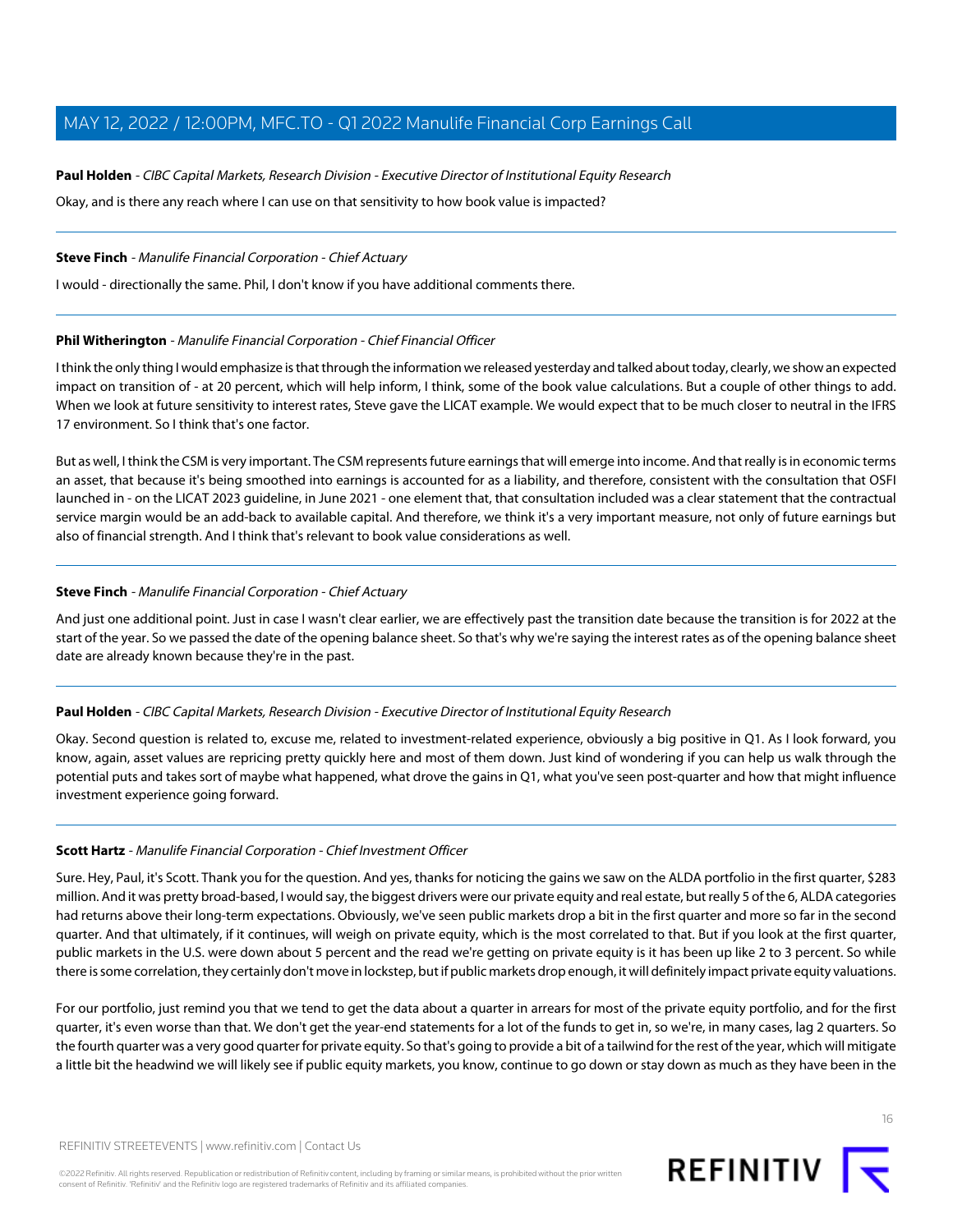**Paul Holden** - *CIBC Capital Markets, Research Division - Executive Director of Institutional Equity Research*

Okay, and is there any reach where I can use on that sensitivity to how book value is impacted?

---

**Steve Finch** - *Manulife Financial Corporation - Chief Actuary*

I would - directionally the same. Phil, I don't know if you have additional comments there.

---

**Phil Witherington** - *Manulife Financial Corporation - Chief Financial Officer*

I think the only thing I would emphasize is that through the information we released yesterday and talked about today, clearly, we show an expected impact on transition of - at 20 percent, which will help inform, I think, some of the book value calculations. But a couple of other things to add. When we look at future sensitivity to interest rates, Steve gave the LICAT example. We would expect that to be much closer to neutral in the IFRS 17 environment. So I think that's one factor.

But as well, I think the CSM is very important. The CSM represents future earnings that will emerge into income. And that really is in economic terms an asset, that because it's being smoothed into earnings is accounted for as a liability, and therefore, consistent with the consultation that OSFI launched in - on the LICAT 2023 guideline, in June 2021 - one element that, that consultation included was a clear statement that the contractual service margin would be an add-back to available capital. And therefore, we think it's a very important measure, not only of future earnings but also of financial strength. And I think that's relevant to book value considerations as well.

---

**Steve Finch** - *Manulife Financial Corporation - Chief Actuary*

And just one additional point. Just in case I wasn't clear earlier, we are effectively past the transition date because the transition is for 2022 at the start of the year. So we passed the date of the opening balance sheet. So that's why we're saying the interest rates as of the opening balance sheet date are already known because they're in the past.

---

**Paul Holden** - *CIBC Capital Markets, Research Division - Executive Director of Institutional Equity Research*

Okay. Second question is related to, excuse me, related to investment-related experience, obviously a big positive in Q1. As I look forward, you know, again, asset values are repricing pretty quickly here and most of them down. Just kind of wondering if you can help us walk through the potential puts and takes sort of maybe what happened, what drove the gains in Q1, what you've seen post-quarter and how that might influence investment experience going forward.

---

**Scott Hartz** - *Manulife Financial Corporation - Chief Investment Officer*

Sure. Hey, Paul, it's Scott. Thank you for the question. And yes, thanks for noticing the gains we saw on the ALDA portfolio in the first quarter, $283 million. And it was pretty broad-based, I would say, the biggest drivers were our private equity and real estate, but really 5 of the 6, ALDA categories had returns above their long-term expectations. Obviously, we've seen public markets drop a bit in the first quarter and more so far in the second quarter. And that ultimately, if it continues, will weigh on private equity, which is the most correlated to that. But if you look at the first quarter, public markets in the U.S. were down about 5 percent and the read we're getting on private equity is it has been up like 2 to 3 percent. So while there is some correlation, they certainly don't move in lockstep, but if public markets drop enough, it will definitely impact private equity valuations.

For our portfolio, just remind you that we tend to get the data about a quarter in arrears for most of the private equity portfolio, and for the first quarter, it's even worse than that. We don't get the year-end statements for a lot of the funds to get in, so we're, in many cases, lag 2 quarters. So the fourth quarter was a very good quarter for private equity. So that's going to provide a bit of a tailwind for the rest of the year, which will mitigate a little bit the headwind we will likely see if public equity markets, you know, continue to go down or stay down as much as they have been in the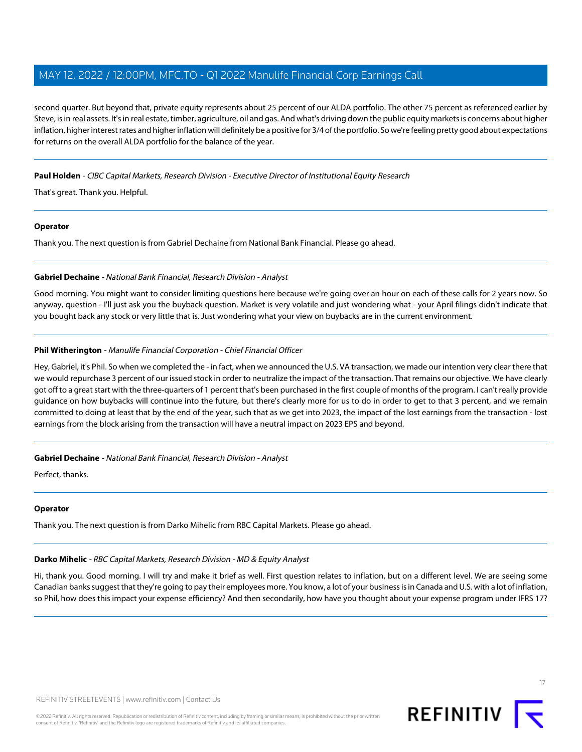second quarter. But beyond that, private equity represents about 25 percent of our ALDA portfolio. The other 75 percent as referenced earlier by Steve, is in real assets. It's in real estate, timber, agriculture, oil and gas. And what's driving down the public equity markets is concerns about higher inflation, higher interest rates and higher inflation will definitely be a positive for 3/4 of the portfolio. So we're feeling pretty good about expectations for returns on the overall ALDA portfolio for the balance of the year.

---

**Paul Holden** - *CIBC Capital Markets, Research Division - Executive Director of Institutional Equity Research*

That's great. Thank you. Helpful.

---

**Operator**

Thank you. The next question is from Gabriel Dechaine from National Bank Financial. Please go ahead.

---

**Gabriel Dechaine** - *National Bank Financial, Research Division - Analyst*

Good morning. You might want to consider limiting questions here because we're going over an hour on each of these calls for 2 years now. So anyway, question - I'll just ask you the buyback question. Market is very volatile and just wondering what - your April filings didn't indicate that you bought back any stock or very little that is. Just wondering what your view on buybacks are in the current environment.

---

**Phil Witherington** - *Manulife Financial Corporation - Chief Financial Officer*

Hey, Gabriel, it's Phil. So when we completed the - in fact, when we announced the U.S. VA transaction, we made our intention very clear there that we would repurchase 3 percent of our issued stock in order to neutralize the impact of the transaction. That remains our objective. We have clearly got off to a great start with the three-quarters of 1 percent that's been purchased in the first couple of months of the program. I can't really provide guidance on how buybacks will continue into the future, but there's clearly more for us to do in order to get to that 3 percent, and we remain committed to doing at least that by the end of the year, such that as we get into 2023, the impact of the lost earnings from the transaction - lost earnings from the block arising from the transaction will have a neutral impact on 2023 EPS and beyond.

---

**Gabriel Dechaine** - *National Bank Financial, Research Division - Analyst*

Perfect, thanks.

---

**Operator**

Thank you. The next question is from Darko Mihelic from RBC Capital Markets. Please go ahead.

---

**Darko Mihelic** - *RBC Capital Markets, Research Division - MD & Equity Analyst*

Hi, thank you. Good morning. I will try and make it brief as well. First question relates to inflation, but on a different level. We are seeing some Canadian banks suggest that they're going to pay their employees more. You know, a lot of your business is in Canada and U.S. with a lot of inflation, so Phil, how does this impact your expense efficiency? And then secondarily, how have you thought about your expense program under IFRS 17?

---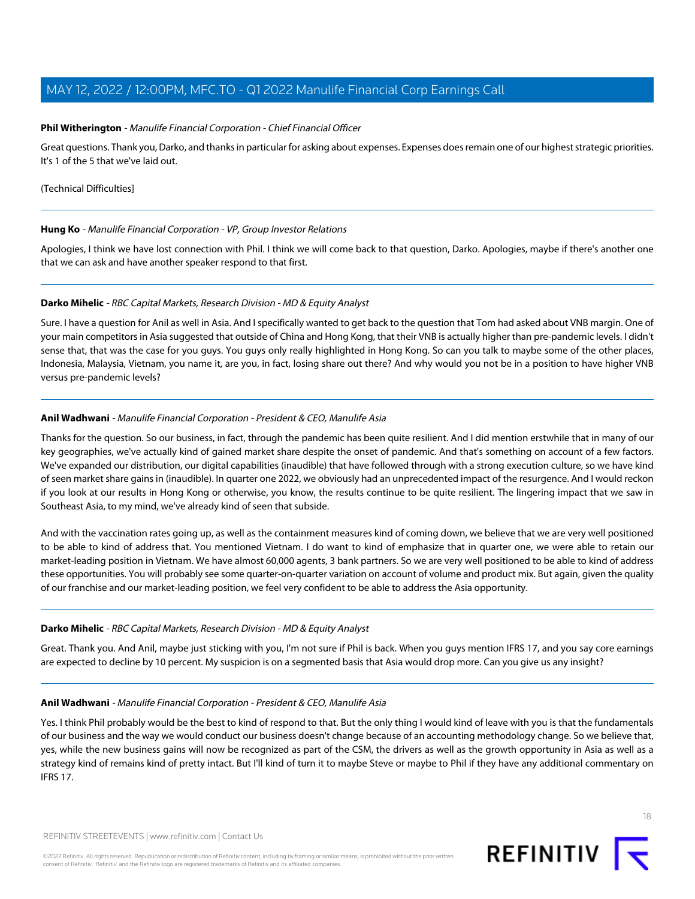**Phil Witherington** - *Manulife Financial Corporation - Chief Financial Officer*

Great questions. Thank you, Darko, and thanks in particular for asking about expenses. Expenses does remain one of our highest strategic priorities. It's 1 of the 5 that we've laid out.

(Technical Difficulties]

---

**Hung Ko** - *Manulife Financial Corporation - VP, Group Investor Relations*

Apologies, I think we have lost connection with Phil. I think we will come back to that question, Darko. Apologies, maybe if there's another one that we can ask and have another speaker respond to that first.

---

**Darko Mihelic** - *RBC Capital Markets, Research Division - MD & Equity Analyst*

Sure. I have a question for Anil as well in Asia. And I specifically wanted to get back to the question that Tom had asked about VNB margin. One of your main competitors in Asia suggested that outside of China and Hong Kong, that their VNB is actually higher than pre-pandemic levels. I didn't sense that, that was the case for you guys. You guys only really highlighted in Hong Kong. So can you talk to maybe some of the other places, Indonesia, Malaysia, Vietnam, you name it, are you, in fact, losing share out there? And why would you not be in a position to have higher VNB versus pre-pandemic levels?

---

**Anil Wadhwani** - *Manulife Financial Corporation - President & CEO, Manulife Asia*

Thanks for the question. So our business, in fact, through the pandemic has been quite resilient. And I did mention erstwhile that in many of our key geographies, we've actually kind of gained market share despite the onset of pandemic. And that's something on account of a few factors. We've expanded our distribution, our digital capabilities (inaudible) that have followed through with a strong execution culture, so we have kind of seen market share gains in (inaudible). In quarter one 2022, we obviously had an unprecedented impact of the resurgence. And I would reckon if you look at our results in Hong Kong or otherwise, you know, the results continue to be quite resilient. The lingering impact that we saw in Southeast Asia, to my mind, we've already kind of seen that subside.

And with the vaccination rates going up, as well as the containment measures kind of coming down, we believe that we are very well positioned to be able to kind of address that. You mentioned Vietnam. I do want to kind of emphasize that in quarter one, we were able to retain our market-leading position in Vietnam. We have almost 60,000 agents, 3 bank partners. So we are very well positioned to be able to kind of address these opportunities. You will probably see some quarter-on-quarter variation on account of volume and product mix. But again, given the quality of our franchise and our market-leading position, we feel very confident to be able to address the Asia opportunity.

---

**Darko Mihelic** - *RBC Capital Markets, Research Division - MD & Equity Analyst*

Great. Thank you. And Anil, maybe just sticking with you, I'm not sure if Phil is back. When you guys mention IFRS 17, and you say core earnings are expected to decline by 10 percent. My suspicion is on a segmented basis that Asia would drop more. Can you give us any insight?

---

**Anil Wadhwani** - *Manulife Financial Corporation - President & CEO, Manulife Asia*

Yes. I think Phil probably would be the best to kind of respond to that. But the only thing I would kind of leave with you is that the fundamentals of our business and the way we would conduct our business doesn't change because of an accounting methodology change. So we believe that, yes, while the new business gains will now be recognized as part of the CSM, the drivers as well as the growth opportunity in Asia as well as a strategy kind of remains kind of pretty intact. But I'll kind of turn it to maybe Steve or maybe to Phil if they have any additional commentary on IFRS 17.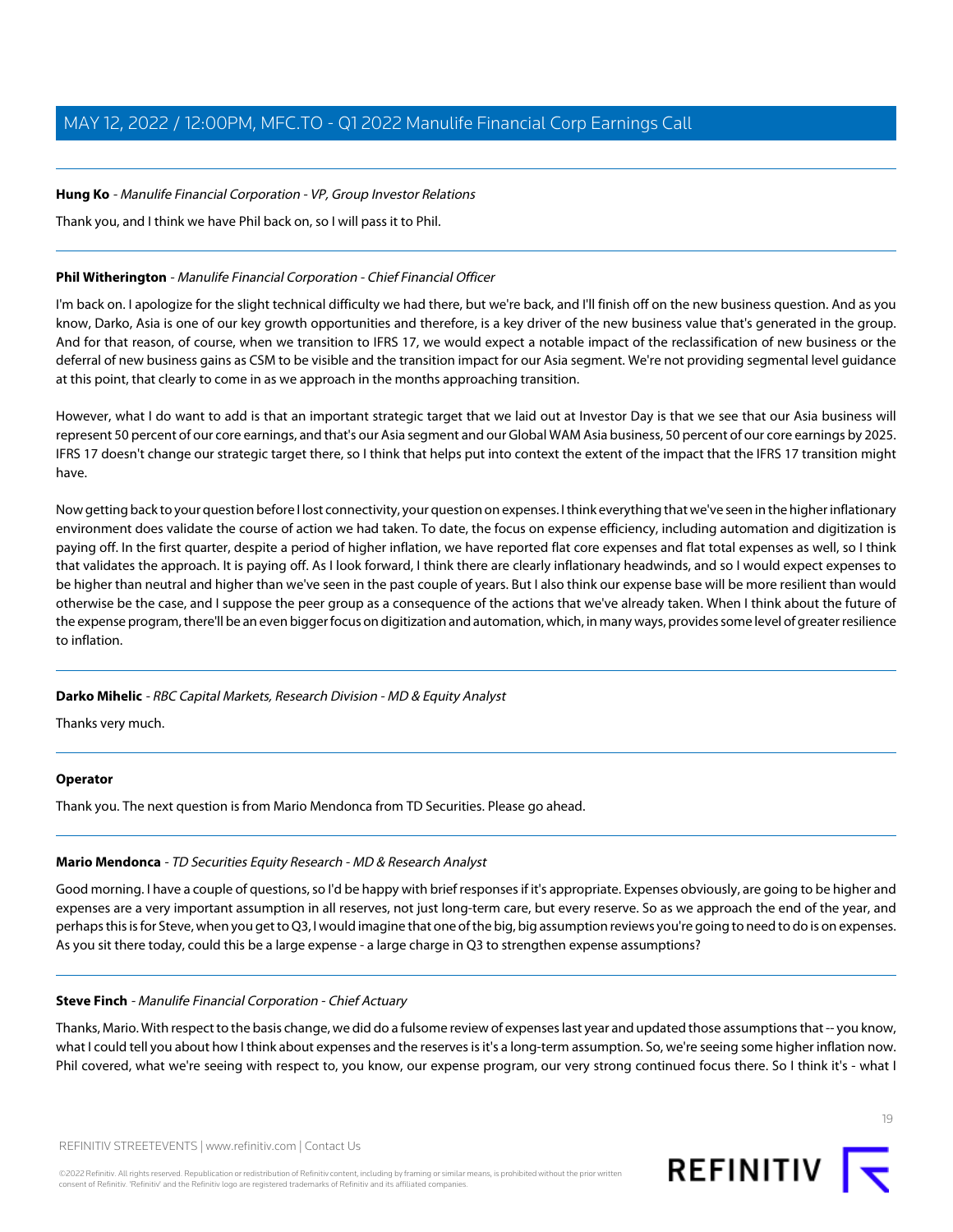**Hung Ko** - *Manulife Financial Corporation - VP, Group Investor Relations*

Thank you, and I think we have Phil back on, so I will pass it to Phil.

---

**Phil Witherington** - *Manulife Financial Corporation - Chief Financial Officer*

I'm back on. I apologize for the slight technical difficulty we had there, but we're back, and I'll finish off on the new business question. And as you know, Darko, Asia is one of our key growth opportunities and therefore, is a key driver of the new business value that's generated in the group. And for that reason, of course, when we transition to IFRS 17, we would expect a notable impact of the reclassification of new business or the deferral of new business gains as CSM to be visible and the transition impact for our Asia segment. We're not providing segmental level guidance at this point, that clearly to come in as we approach in the months approaching transition.

However, what I do want to add is that an important strategic target that we laid out at Investor Day is that we see that our Asia business will represent 50 percent of our core earnings, and that's our Asia segment and our Global WAM Asia business, 50 percent of our core earnings by 2025. IFRS 17 doesn't change our strategic target there, so I think that helps put into context the extent of the impact that the IFRS 17 transition might have.

Now getting back to your question before I lost connectivity, your question on expenses. I think everything that we've seen in the higher inflationary environment does validate the course of action we had taken. To date, the focus on expense efficiency, including automation and digitization is paying off. In the first quarter, despite a period of higher inflation, we have reported flat core expenses and flat total expenses as well, so I think that validates the approach. It is paying off. As I look forward, I think there are clearly inflationary headwinds, and so I would expect expenses to be higher than neutral and higher than we've seen in the past couple of years. But I also think our expense base will be more resilient than would otherwise be the case, and I suppose the peer group as a consequence of the actions that we've already taken. When I think about the future of the expense program, there'll be an even bigger focus on digitization and automation, which, in many ways, provides some level of greater resilience to inflation.

---

**Darko Mihelic** - *RBC Capital Markets, Research Division - MD & Equity Analyst*

Thanks very much.

---

**Operator**

Thank you. The next question is from Mario Mendonca from TD Securities. Please go ahead.

---

**Mario Mendonca** - *TD Securities Equity Research - MD & Research Analyst*

Good morning. I have a couple of questions, so I'd be happy with brief responses if it's appropriate. Expenses obviously, are going to be higher and expenses are a very important assumption in all reserves, not just long-term care, but every reserve. So as we approach the end of the year, and perhaps this is for Steve, when you get to Q3, I would imagine that one of the big, big assumption reviews you're going to need to do is on expenses. As you sit there today, could this be a large expense - a large charge in Q3 to strengthen expense assumptions?

---

**Steve Finch** - *Manulife Financial Corporation - Chief Actuary*

Thanks, Mario. With respect to the basis change, we did do a fulsome review of expenses last year and updated those assumptions that -- you know, what I could tell you about how I think about expenses and the reserves is it's a long-term assumption. So, we're seeing some higher inflation now. Phil covered, what we're seeing with respect to, you know, our expense program, our very strong continued focus there. So I think it's - what I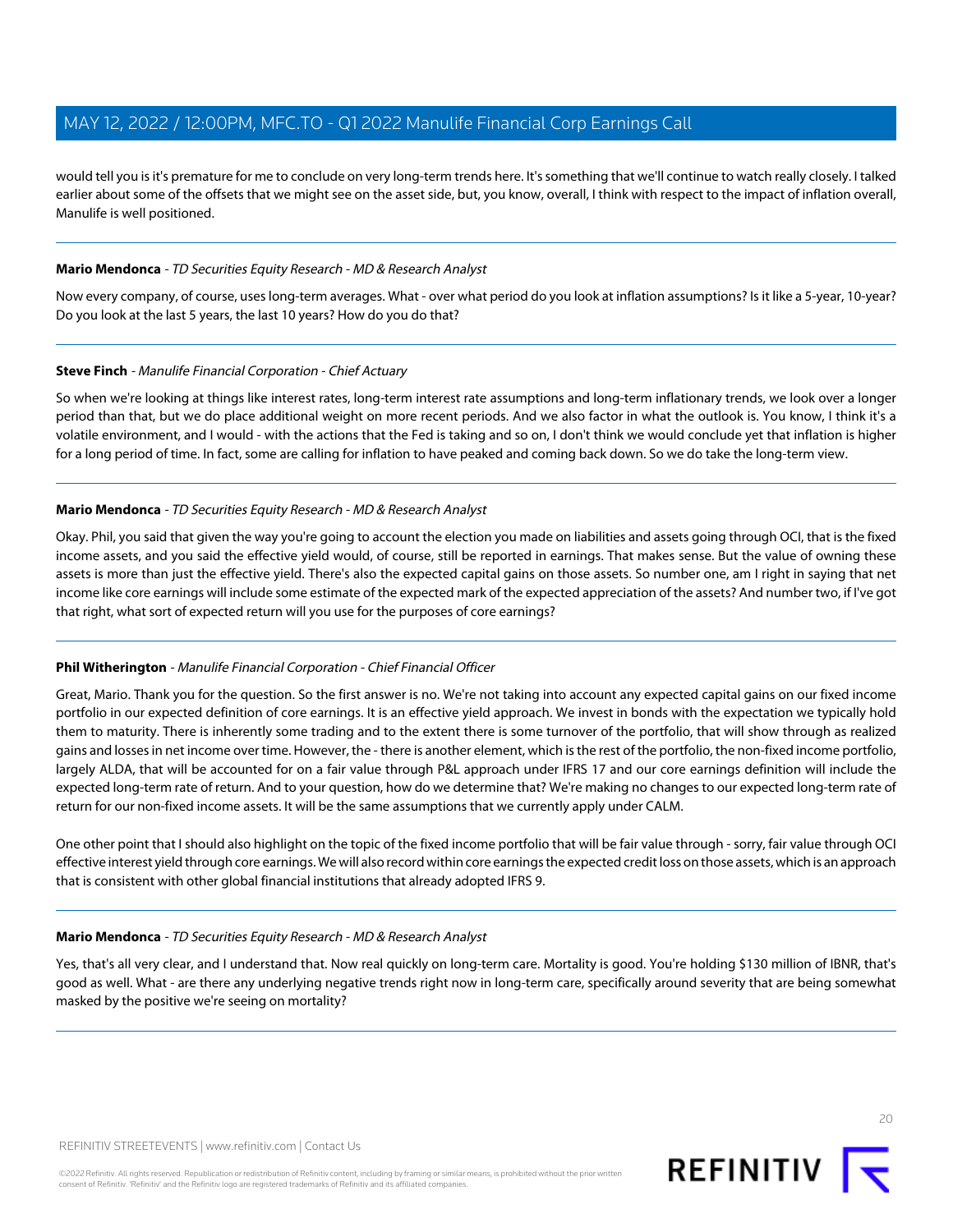would tell you is it's premature for me to conclude on very long-term trends here. It's something that we'll continue to watch really closely. I talked earlier about some of the offsets that we might see on the asset side, but, you know, overall, I think with respect to the impact of inflation overall, Manulife is well positioned.

---

**Mario Mendonca** - *TD Securities Equity Research - MD & Research Analyst*

Now every company, of course, uses long-term averages. What - over what period do you look at inflation assumptions? Is it like a 5-year, 10-year? Do you look at the last 5 years, the last 10 years? How do you do that?

---

**Steve Finch** - *Manulife Financial Corporation - Chief Actuary*

So when we're looking at things like interest rates, long-term interest rate assumptions and long-term inflationary trends, we look over a longer period than that, but we do place additional weight on more recent periods. And we also factor in what the outlook is. You know, I think it's a volatile environment, and I would - with the actions that the Fed is taking and so on, I don't think we would conclude yet that inflation is higher for a long period of time. In fact, some are calling for inflation to have peaked and coming back down. So we do take the long-term view.

---

**Mario Mendonca** - *TD Securities Equity Research - MD & Research Analyst*

Okay. Phil, you said that given the way you're going to account the election you made on liabilities and assets going through OCI, that is the fixed income assets, and you said the effective yield would, of course, still be reported in earnings. That makes sense. But the value of owning these assets is more than just the effective yield. There's also the expected capital gains on those assets. So number one, am I right in saying that net income like core earnings will include some estimate of the expected mark of the expected appreciation of the assets? And number two, if I've got that right, what sort of expected return will you use for the purposes of core earnings?

---

**Phil Witherington** - *Manulife Financial Corporation - Chief Financial Officer*

Great, Mario. Thank you for the question. So the first answer is no. We're not taking into account any expected capital gains on our fixed income portfolio in our expected definition of core earnings. It is an effective yield approach. We invest in bonds with the expectation we typically hold them to maturity. There is inherently some trading and to the extent there is some turnover of the portfolio, that will show through as realized gains and losses in net income over time. However, the - there is another element, which is the rest of the portfolio, the non-fixed income portfolio, largely ALDA, that will be accounted for on a fair value through P&L approach under IFRS 17 and our core earnings definition will include the expected long-term rate of return. And to your question, how do we determine that? We're making no changes to our expected long-term rate of return for our non-fixed income assets. It will be the same assumptions that we currently apply under CALM.

One other point that I should also highlight on the topic of the fixed income portfolio that will be fair value through - sorry, fair value through OCI effective interest yield through core earnings. We will also record within core earnings the expected credit loss on those assets, which is an approach that is consistent with other global financial institutions that already adopted IFRS 9.

---

**Mario Mendonca** - *TD Securities Equity Research - MD & Research Analyst*

Yes, that's all very clear, and I understand that. Now real quickly on long-term care. Mortality is good. You're holding $130 million of IBNR, that's good as well. What - are there any underlying negative trends right now in long-term care, specifically around severity that are being somewhat masked by the positive we're seeing on mortality?

---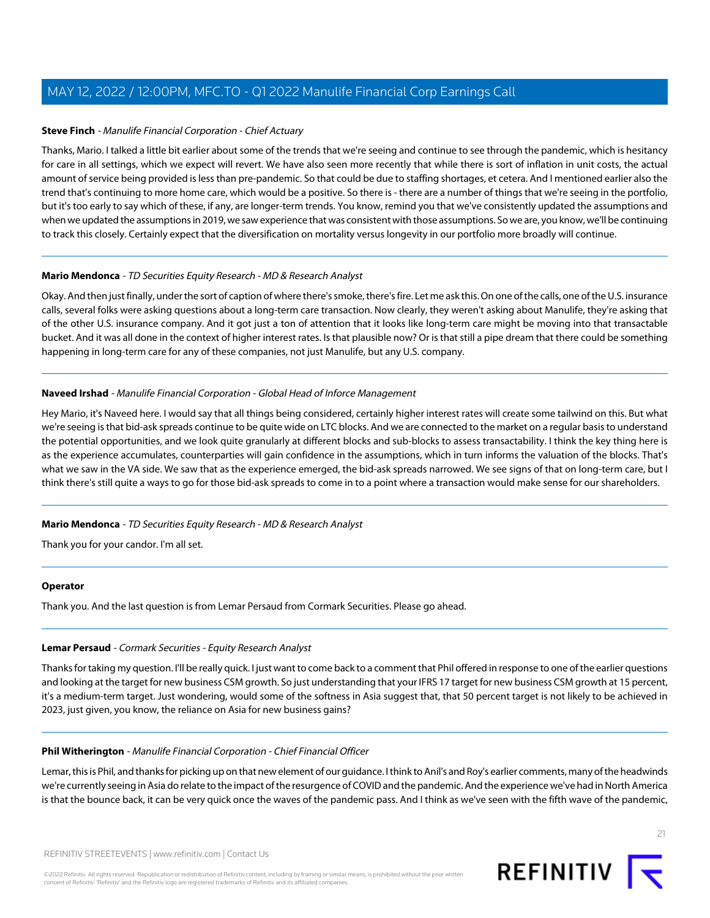**Steve Finch** - *Manulife Financial Corporation - Chief Actuary*

Thanks, Mario. I talked a little bit earlier about some of the trends that we're seeing and continue to see through the pandemic, which is hesitancy for care in all settings, which we expect will revert. We have also seen more recently that while there is sort of inflation in unit costs, the actual amount of service being provided is less than pre-pandemic. So that could be due to staffing shortages, et cetera. And I mentioned earlier also the trend that's continuing to more home care, which would be a positive. So there is - there are a number of things that we're seeing in the portfolio, but it's too early to say which of these, if any, are longer-term trends. You know, remind you that we've consistently updated the assumptions and when we updated the assumptions in 2019, we saw experience that was consistent with those assumptions. So we are, you know, we'll be continuing to track this closely. Certainly expect that the diversification on mortality versus longevity in our portfolio more broadly will continue.

---

**Mario Mendonca** - *TD Securities Equity Research - MD & Research Analyst*

Okay. And then just finally, under the sort of caption of where there's smoke, there's fire. Let me ask this. On one of the calls, one of the U.S. insurance calls, several folks were asking questions about a long-term care transaction. Now clearly, they weren't asking about Manulife, they're asking that of the other U.S. insurance company. And it got just a ton of attention that it looks like long-term care might be moving into that transactable bucket. And it was all done in the context of higher interest rates. Is that plausible now? Or is that still a pipe dream that there could be something happening in long-term care for any of these companies, not just Manulife, but any U.S. company.

---

**Naveed Irshad** - *Manulife Financial Corporation - Global Head of Inforce Management*

Hey Mario, it's Naveed here. I would say that all things being considered, certainly higher interest rates will create some tailwind on this. But what we're seeing is that bid-ask spreads continue to be quite wide on LTC blocks. And we are connected to the market on a regular basis to understand the potential opportunities, and we look quite granularly at different blocks and sub-blocks to assess transactability. I think the key thing here is as the experience accumulates, counterparties will gain confidence in the assumptions, which in turn informs the valuation of the blocks. That's what we saw in the VA side. We saw that as the experience emerged, the bid-ask spreads narrowed. We see signs of that on long-term care, but I think there's still quite a ways to go for those bid-ask spreads to come in to a point where a transaction would make sense for our shareholders.

---

**Mario Mendonca** - *TD Securities Equity Research - MD & Research Analyst*

Thank you for your candor. I'm all set.

---

**Operator**

Thank you. And the last question is from Lemar Persaud from Cormark Securities. Please go ahead.

---

**Lemar Persaud** - *Cormark Securities - Equity Research Analyst*

Thanks for taking my question. I'll be really quick. I just want to come back to a comment that Phil offered in response to one of the earlier questions and looking at the target for new business CSM growth. So just understanding that your IFRS 17 target for new business CSM growth at 15 percent, it's a medium-term target. Just wondering, would some of the softness in Asia suggest that, that 50 percent target is not likely to be achieved in 2023, just given, you know, the reliance on Asia for new business gains?

---

**Phil Witherington** - *Manulife Financial Corporation - Chief Financial Officer*

Lemar, this is Phil, and thanks for picking up on that new element of our guidance. I think to Anil's and Roy's earlier comments, many of the headwinds we're currently seeing in Asia do relate to the impact of the resurgence of COVID and the pandemic. And the experience we've had in North America is that the bounce back, it can be very quick once the waves of the pandemic pass. And I think as we've seen with the fifth wave of the pandemic,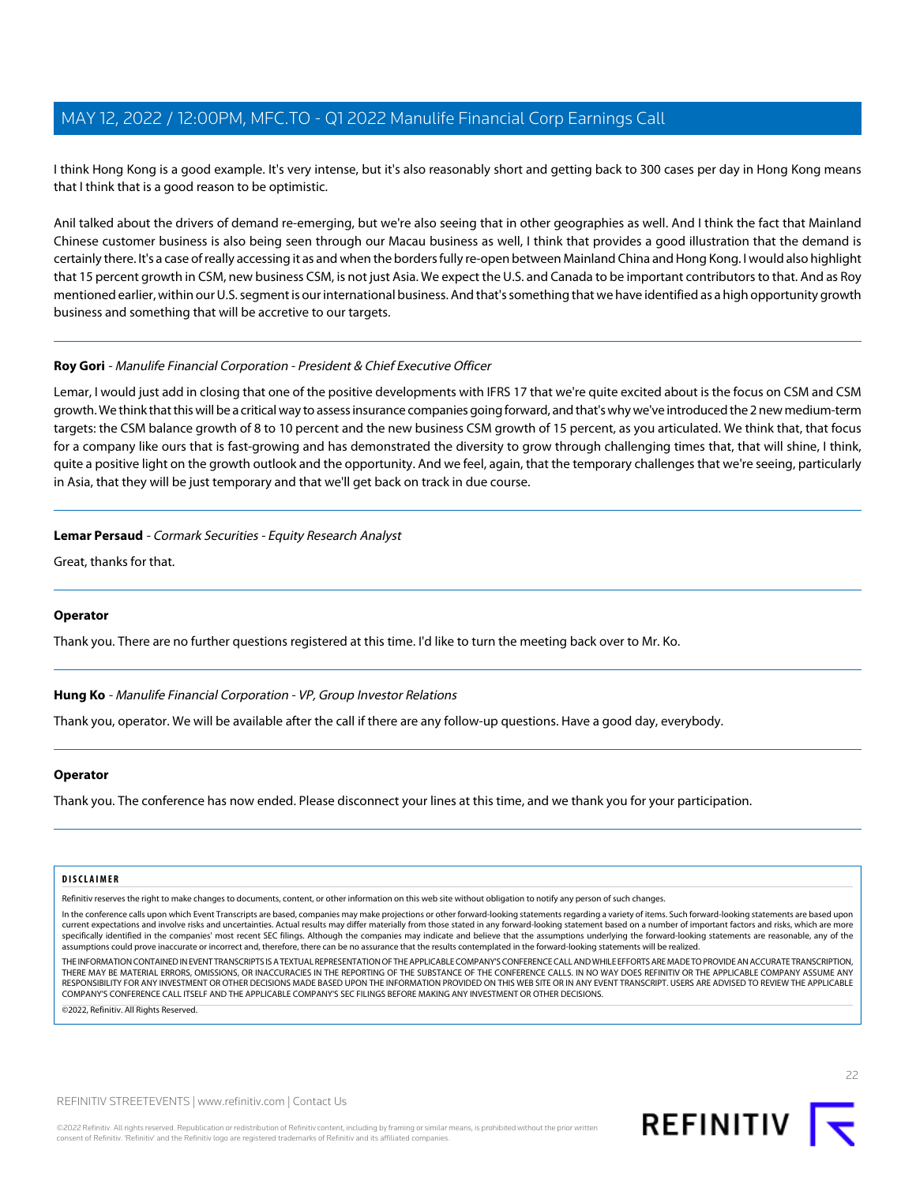I think Hong Kong is a good example. It's very intense, but it's also reasonably short and getting back to 300 cases per day in Hong Kong means that I think that is a good reason to be optimistic.

Anil talked about the drivers of demand re-emerging, but we're also seeing that in other geographies as well. And I think the fact that Mainland Chinese customer business is also being seen through our Macau business as well, I think that provides a good illustration that the demand is certainly there. It's a case of really accessing it as and when the borders fully re-open between Mainland China and Hong Kong. I would also highlight that 15 percent growth in CSM, new business CSM, is not just Asia. We expect the U.S. and Canada to be important contributors to that. And as Roy mentioned earlier, within our U.S. segment is our international business. And that's something that we have identified as a high opportunity growth business and something that will be accretive to our targets.

---

**Roy Gori** - *Manulife Financial Corporation - President & Chief Executive Officer*

Lemar, I would just add in closing that one of the positive developments with IFRS 17 that we're quite excited about is the focus on CSM and CSM growth. We think that this will be a critical way to assess insurance companies going forward, and that's why we've introduced the 2 new medium-term targets: the CSM balance growth of 8 to 10 percent and the new business CSM growth of 15 percent, as you articulated. We think that, that focus for a company like ours that is fast-growing and has demonstrated the diversity to grow through challenging times that, that will shine, I think, quite a positive light on the growth outlook and the opportunity. And we feel, again, that the temporary challenges that we're seeing, particularly in Asia, that they will be just temporary and that we'll get back on track in due course.

---

**Lemar Persaud** - *Cormark Securities - Equity Research Analyst*

Great, thanks for that.

---

**Operator**

Thank you. There are no further questions registered at this time. I'd like to turn the meeting back over to Mr. Ko.

---

**Hung Ko** - *Manulife Financial Corporation - VP, Group Investor Relations*

Thank you, operator. We will be available after the call if there are any follow-up questions. Have a good day, everybody.

---

**Operator**

Thank you. The conference has now ended. Please disconnect your lines at this time, and we thank you for your participation.

---

**DISCLAIMER**

Refinitiv reserves the right to make changes to documents, content, or other information on this web site without obligation to notify any person of such changes.

In the conference calls upon which Event Transcripts are based, companies may make projections or other forward-looking statements regarding a variety of items. Such forward-looking statements are based upon current expectations and involve risks and uncertainties. Actual results may differ materially from those stated in any forward-looking statement based on a number of important factors and risks, which are more specifically identified in the companies' most recent SEC filings. Although the companies may indicate and believe that the assumptions underlying the forward-looking statements are reasonable, any of the assumptions could prove inaccurate or incorrect and, therefore, there can be no assurance that the results contemplated in the forward-looking statements will be realized.

THE INFORMATION CONTAINED IN EVENT TRANSCRIPTS IS A TEXTUAL REPRESENTATION OF THE APPLICABLE COMPANY'S CONFERENCE CALL AND WHILE EFFORTS ARE MADE TO PROVIDE AN ACCURATE TRANSCRIPTION, THERE MAY BE MATERIAL ERRORS, OMISSIONS, OR INACCURACIES IN THE REPORTING OF THE SUBSTANCE OF THE CONFERENCE CALLS. IN NO WAY DOES REFINITIV OR THE APPLICABLE COMPANY ASSUME ANY RESPONSIBILITY FOR ANY INVESTMENT OR OTHER DECISIONS MADE BASED UPON THE INFORMATION PROVIDED ON THIS WEB SITE OR IN ANY EVENT TRANSCRIPT. USERS ARE ADVISED TO REVIEW THE APPLICABLE COMPANY'S CONFERENCE CALL ITSELF AND THE APPLICABLE COMPANY'S SEC FILINGS BEFORE MAKING ANY INVESTMENT OR OTHER DECISIONS.

©2022, Refinitiv. All Rights Reserved.